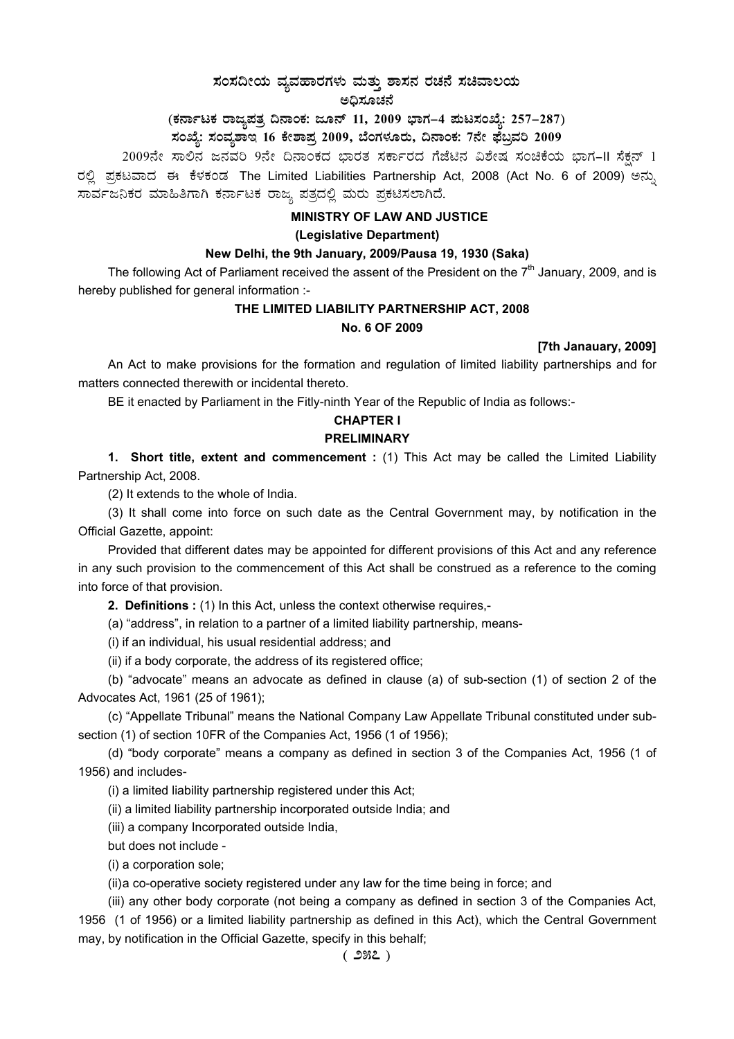# ಸಂಸದೀಯ ವ್ಯವಹಾರಗಳು ಮತ್ತು ಶಾಸನ ರಚನೆ ಸಚಿವಾಲಯ

## ಅಧಿಸೂಚನೆ

**(ಕರ್ನಾಟಕ ರಾಜ್ಯಪತ್ರ ದಿನಾಂಕ: ಜೂನ್ 11, 2009 ಭಾಗ–4 ಪುಟಸಂಖ್ಯೆ: 257–287)**

**ಸಂಖ್ಯೆ: ಸಂವ್ಯಶಾಇ 16 ಕೇಶಾಪ್ರ 2009, ಬೆಂಗಳೂರು, ದಿನಾಂಕ: 7ನೇ ಫೆಬ್ರವರಿ 2009**

2009ನೇ ಸಾಲಿನ ಜನವರಿ 9ನೇ ದಿನಾಂಕದ ಭಾರತ ಸರ್ಕಾರದ ಗೆಜೆಟಿನ ವಿಶೇಷ ಸಂಚಿಕೆಯ ಭಾಗ–II ಸೆಕ್ಷನ್ 1 ರಲ್ಲಿ ಪ್ರಕಟವಾದ ಈ ಕೆಳಕಂಡ The Limited Liabilities Partnership Act, 2008 (Act No. 6 of 2009) ಅನ್ನು ಸಾರ್ವಜನಿಕರ ಮಾಹಿತಿಗಾಗಿ ಕರ್ನಾಟಕ ರಾಜ್ಯ ಪತ್ರದಲ್ಲಿ ಮರು ಪ್ರಕಟಿಸಲಾಗಿದೆ.

**MINISTRY OF LAW AND JUSTICE**

**(Legislative Department)**

**New Delhi, the 9th January, 2009/Pausa 19, 1930 (Saka)**

The following Act of Parliament received the assent of the President on the 7th January, 2009, and is hereby published for general information :-

## THE LIMITED LIABILITY PARTNERSHIP ACT, 2008

**No. 6 OF 2009**

**[7th Janauary, 2009]**

An Act to make provisions for the formation and regulation of limited liability partnerships and for matters connected therewith or incidental thereto.

BE it enacted by Parliament in the Fitly-ninth Year of the Republic of India as follows:-

## CHAPTER I

### PRELIMINARY

**1. Short title, extent and commencement :** (1) This Act may be called the Limited Liability Partnership Act, 2008.

(2) It extends to the whole of India.

(3) It shall come into force on such date as the Central Government may, by notification in the Official Gazette, appoint:

Provided that different dates may be appointed for different provisions of this Act and any reference in any such provision to the commencement of this Act shall be construed as a reference to the coming into force of that provision.

**2. Definitions :** (1) In this Act, unless the context otherwise requires,-

(a) "address", in relation to a partner of a limited liability partnership, means-

(i) if an individual, his usual residential address; and

(ii) if a body corporate, the address of its registered office;

(b) "advocate" means an advocate as defined in clause (a) of sub-section (1) of section 2 of the Advocates Act, 1961 (25 of 1961);

(c) "Appellate Tribunal" means the National Company Law Appellate Tribunal constituted under sub-section (1) of section 10FR of the Companies Act, 1956 (1 of 1956);

(d) "body corporate" means a company as defined in section 3 of the Companies Act, 1956 (1 of 1956) and includes-

(i) a limited liability partnership registered under this Act;

(ii) a limited liability partnership incorporated outside India; and

(iii) a company Incorporated outside India,

but does not include -

(i) a corporation sole;

(ii)a co-operative society registered under any law for the time being in force; and

(iii) any other body corporate (not being a company as defined in section 3 of the Companies Act, 1956 (1 of 1956) or a limited liability partnership as defined in this Act), which the Central Government may, by notification in the Official Gazette, specify in this behalf;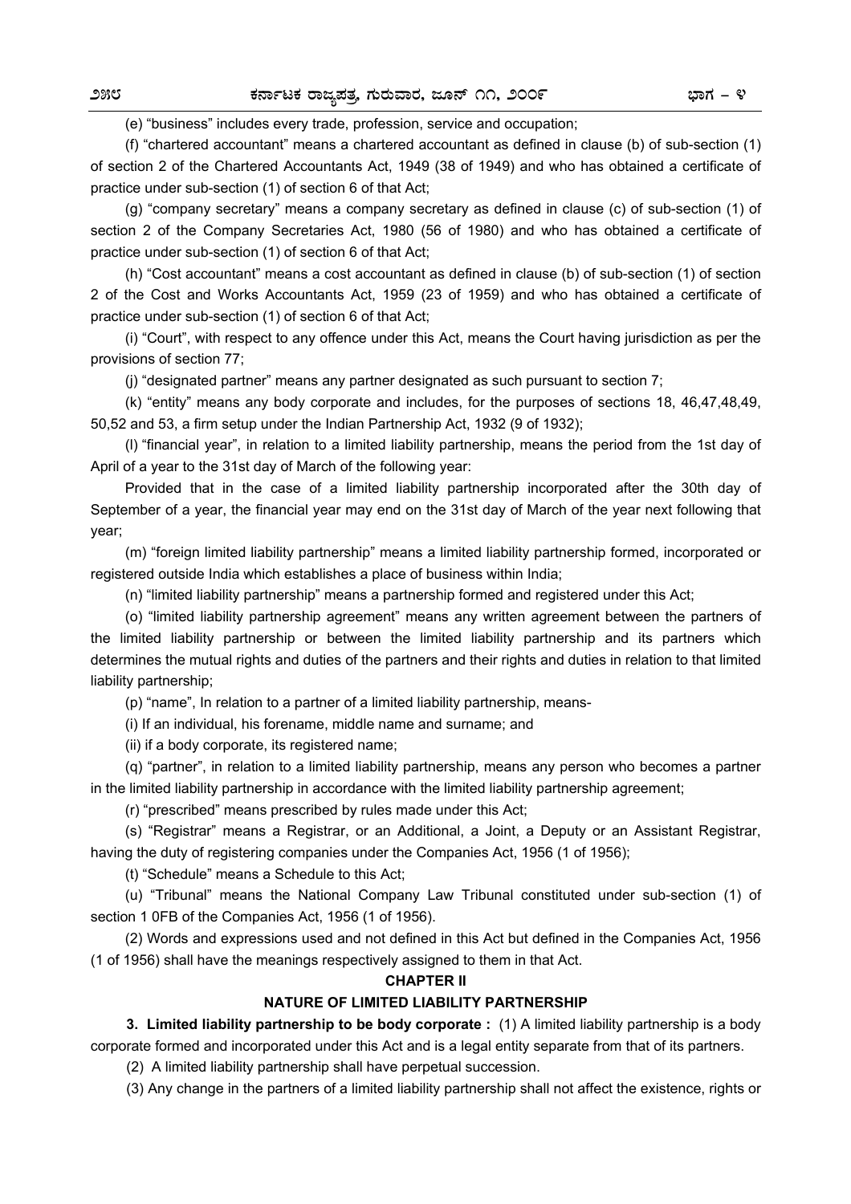(e) "business" includes every trade, profession, service and occupation;

(f) "chartered accountant" means a chartered accountant as defined in clause (b) of sub-section (1) of section 2 of the Chartered Accountants Act, 1949 (38 of 1949) and who has obtained a certificate of practice under sub-section (1) of section 6 of that Act;

(g) "company secretary" means a company secretary as defined in clause (c) of sub-section (1) of section 2 of the Company Secretaries Act, 1980 (56 of 1980) and who has obtained a certificate of practice under sub-section (1) of section 6 of that Act;

(h) "Cost accountant" means a cost accountant as defined in clause (b) of sub-section (1) of section 2 of the Cost and Works Accountants Act, 1959 (23 of 1959) and who has obtained a certificate of practice under sub-section (1) of section 6 of that Act;

(i) "Court", with respect to any offence under this Act, means the Court having jurisdiction as per the provisions of section 77;

(j) "designated partner" means any partner designated as such pursuant to section 7;

(k) "entity" means any body corporate and includes, for the purposes of sections 18, 46,47,48,49, 50,52 and 53, a firm setup under the Indian Partnership Act, 1932 (9 of 1932);

(l) "financial year", in relation to a limited liability partnership, means the period from the 1st day of April of a year to the 31st day of March of the following year:

Provided that in the case of a limited liability partnership incorporated after the 30th day of September of a year, the financial year may end on the 31st day of March of the year next following that year;

(m) "foreign limited liability partnership" means a limited liability partnership formed, incorporated or registered outside India which establishes a place of business within India;

(n) "limited liability partnership" means a partnership formed and registered under this Act;

(o) "limited liability partnership agreement" means any written agreement between the partners of the limited liability partnership or between the limited liability partnership and its partners which determines the mutual rights and duties of the partners and their rights and duties in relation to that limited liability partnership;

(p) "name", In relation to a partner of a limited liability partnership, means-

(i) If an individual, his forename, middle name and surname; and

(ii) if a body corporate, its registered name;

(q) "partner", in relation to a limited liability partnership, means any person who becomes a partner in the limited liability partnership in accordance with the limited liability partnership agreement;

(r) "prescribed" means prescribed by rules made under this Act;

(s) "Registrar" means a Registrar, or an Additional, a Joint, a Deputy or an Assistant Registrar, having the duty of registering companies under the Companies Act, 1956 (1 of 1956);

(t) "Schedule" means a Schedule to this Act;

(u) "Tribunal" means the National Company Law Tribunal constituted under sub-section (1) of section 1 0FB of the Companies Act, 1956 (1 of 1956).

(2) Words and expressions used and not defined in this Act but defined in the Companies Act, 1956 (1 of 1956) shall have the meanings respectively assigned to them in that Act.

## CHAPTER II

## NATURE OF LIMITED LIABILITY PARTNERSHIP

**3. Limited liability partnership to be body corporate :** (1) A limited liability partnership is a body corporate formed and incorporated under this Act and is a legal entity separate from that of its partners.

(2) A limited liability partnership shall have perpetual succession.

(3) Any change in the partners of a limited liability partnership shall not affect the existence, rights or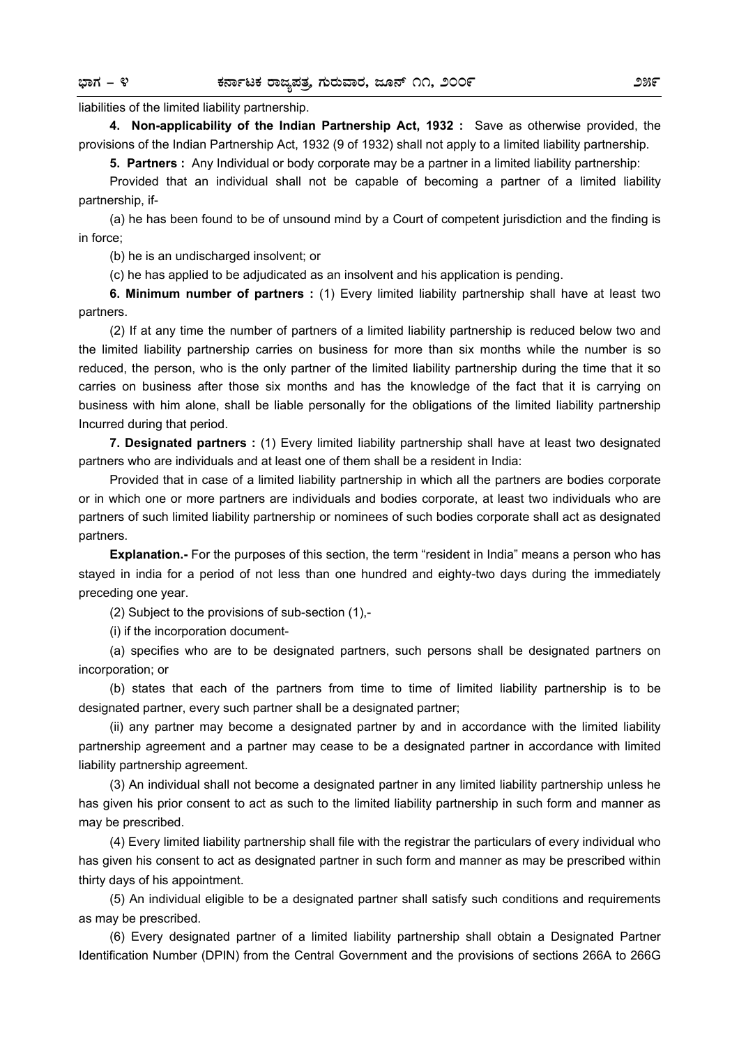liabilities of the limited liability partnership.

**4. Non-applicability of the Indian Partnership Act, 1932 :** Save as otherwise provided, the provisions of the Indian Partnership Act, 1932 (9 of 1932) shall not apply to a limited liability partnership.

**5. Partners :** Any Individual or body corporate may be a partner in a limited liability partnership:

Provided that an individual shall not be capable of becoming a partner of a limited liability partnership, if-

(a) he has been found to be of unsound mind by a Court of competent jurisdiction and the finding is in force;

(b) he is an undischarged insolvent; or

(c) he has applied to be adjudicated as an insolvent and his application is pending.

**6. Minimum number of partners :** (1) Every limited liability partnership shall have at least two partners.

(2) If at any time the number of partners of a limited liability partnership is reduced below two and the limited liability partnership carries on business for more than six months while the number is so reduced, the person, who is the only partner of the limited liability partnership during the time that it so carries on business after those six months and has the knowledge of the fact that it is carrying on business with him alone, shall be liable personally for the obligations of the limited liability partnership Incurred during that period.

**7. Designated partners :** (1) Every limited liability partnership shall have at least two designated partners who are individuals and at least one of them shall be a resident in India:

Provided that in case of a limited liability partnership in which all the partners are bodies corporate or in which one or more partners are individuals and bodies corporate, at least two individuals who are partners of such limited liability partnership or nominees of such bodies corporate shall act as designated partners.

**Explanation.-** For the purposes of this section, the term "resident in India" means a person who has stayed in india for a period of not less than one hundred and eighty-two days during the immediately preceding one year.

(2) Subject to the provisions of sub-section (1),-

(i) if the incorporation document-

(a) specifies who are to be designated partners, such persons shall be designated partners on incorporation; or

(b) states that each of the partners from time to time of limited liability partnership is to be designated partner, every such partner shall be a designated partner;

(ii) any partner may become a designated partner by and in accordance with the limited liability partnership agreement and a partner may cease to be a designated partner in accordance with limited liability partnership agreement.

(3) An individual shall not become a designated partner in any limited liability partnership unless he has given his prior consent to act as such to the limited liability partnership in such form and manner as may be prescribed.

(4) Every limited liability partnership shall file with the registrar the particulars of every individual who has given his consent to act as designated partner in such form and manner as may be prescribed within thirty days of his appointment.

(5) An individual eligible to be a designated partner shall satisfy such conditions and requirements as may be prescribed.

(6) Every designated partner of a limited liability partnership shall obtain a Designated Partner Identification Number (DPIN) from the Central Government and the provisions of sections 266A to 266G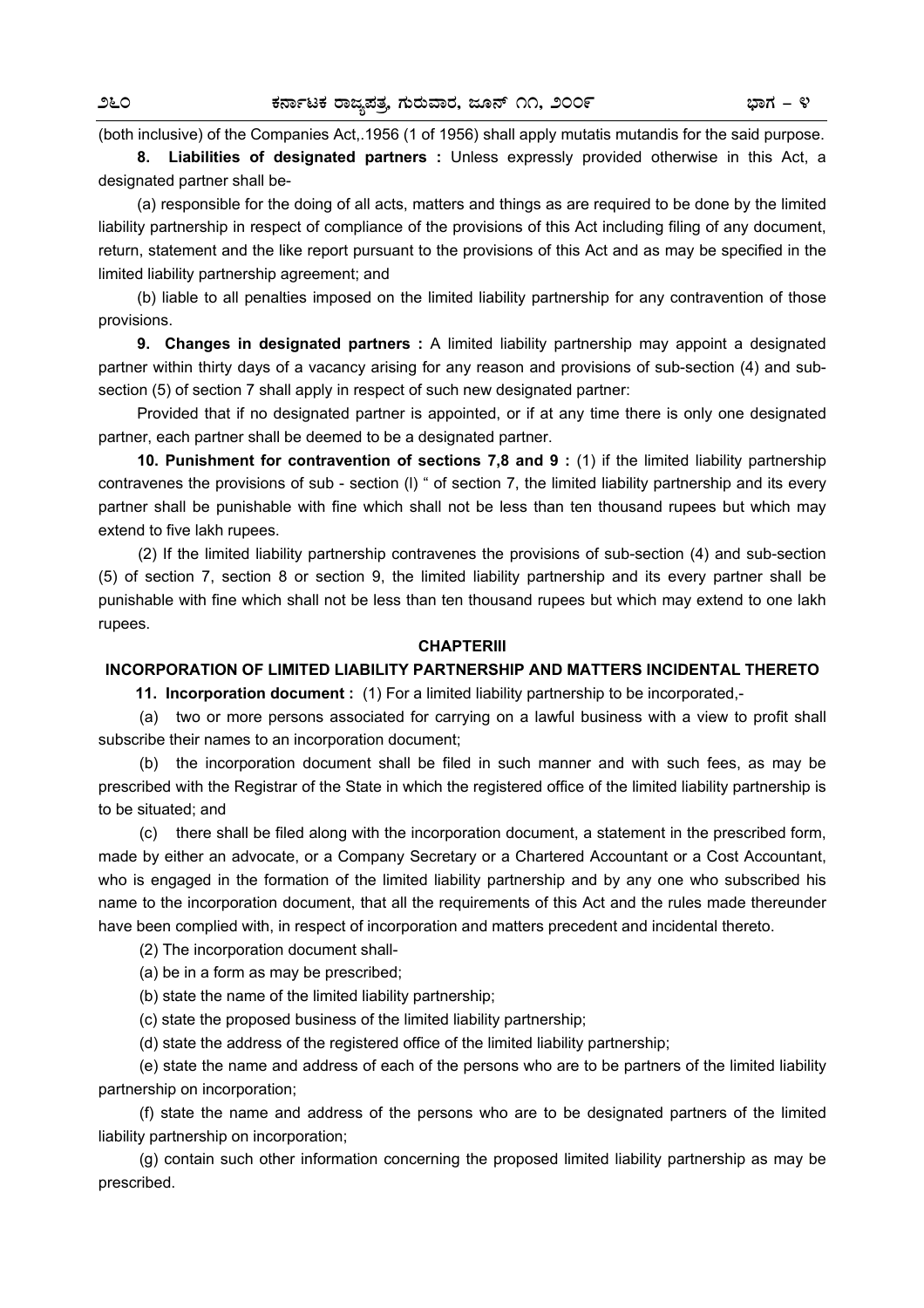(both inclusive) of the Companies Act,.1956 (1 of 1956) shall apply mutatis mutandis for the said purpose.

**8. Liabilities of designated partners :** Unless expressly provided otherwise in this Act, a designated partner shall be-

(a) responsible for the doing of all acts, matters and things as are required to be done by the limited liability partnership in respect of compliance of the provisions of this Act including filing of any document, return, statement and the like report pursuant to the provisions of this Act and as may be specified in the limited liability partnership agreement; and

(b) liable to all penalties imposed on the limited liability partnership for any contravention of those provisions.

**9. Changes in designated partners :** A limited liability partnership may appoint a designated partner within thirty days of a vacancy arising for any reason and provisions of sub-section (4) and sub-section (5) of section 7 shall apply in respect of such new designated partner:

Provided that if no designated partner is appointed, or if at any time there is only one designated partner, each partner shall be deemed to be a designated partner.

**10. Punishment for contravention of sections 7,8 and 9 :** (1) if the limited liability partnership contravenes the provisions of sub - section (l) " of section 7, the limited liability partnership and its every partner shall be punishable with fine which shall not be less than ten thousand rupees but which may extend to five lakh rupees.

(2) If the limited liability partnership contravenes the provisions of sub-section (4) and sub-section (5) of section 7, section 8 or section 9, the limited liability partnership and its every partner shall be punishable with fine which shall not be less than ten thousand rupees but which may extend to one lakh rupees.

## CHAPTERIII

## INCORPORATION OF LIMITED LIABILITY PARTNERSHIP AND MATTERS INCIDENTAL THERETO

**11. Incorporation document :** (1) For a limited liability partnership to be incorporated,-

(a) two or more persons associated for carrying on a lawful business with a view to profit shall subscribe their names to an incorporation document;

(b) the incorporation document shall be filed in such manner and with such fees, as may be prescribed with the Registrar of the State in which the registered office of the limited liability partnership is to be situated; and

(c) there shall be filed along with the incorporation document, a statement in the prescribed form, made by either an advocate, or a Company Secretary or a Chartered Accountant or a Cost Accountant, who is engaged in the formation of the limited liability partnership and by any one who subscribed his name to the incorporation document, that all the requirements of this Act and the rules made thereunder have been complied with, in respect of incorporation and matters precedent and incidental thereto.

(2) The incorporation document shall-

(a) be in a form as may be prescribed;

(b) state the name of the limited liability partnership;

(c) state the proposed business of the limited liability partnership;

(d) state the address of the registered office of the limited liability partnership;

(e) state the name and address of each of the persons who are to be partners of the limited liability partnership on incorporation;

(f) state the name and address of the persons who are to be designated partners of the limited liability partnership on incorporation;

(g) contain such other information concerning the proposed limited liability partnership as may be prescribed.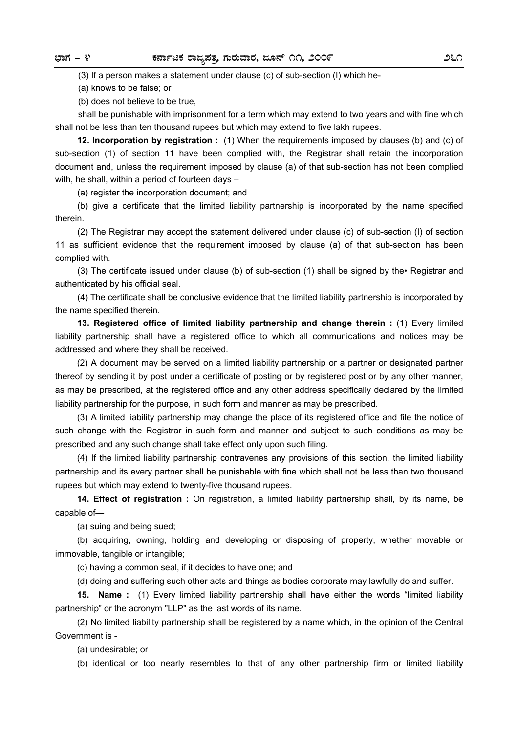(3) If a person makes a statement under clause (c) of sub-section (I) which he-

(a) knows to be false; or

(b) does not believe to be true,

shall be punishable with imprisonment for a term which may extend to two years and with fine which shall not be less than ten thousand rupees but which may extend to five lakh rupees.

**12. Incorporation by registration :** (1) When the requirements imposed by clauses (b) and (c) of sub-section (1) of section 11 have been complied with, the Registrar shall retain the incorporation document and, unless the requirement imposed by clause (a) of that sub-section has not been complied with, he shall, within a period of fourteen days –

(a) register the incorporation document; and

(b) give a certificate that the limited liability partnership is incorporated by the name specified therein.

(2) The Registrar may accept the statement delivered under clause (c) of sub-section (I) of section 11 as sufficient evidence that the requirement imposed by clause (a) of that sub-section has been complied with.

(3) The certificate issued under clause (b) of sub-section (1) shall be signed by the• Registrar and authenticated by his official seal.

(4) The certificate shall be conclusive evidence that the limited liability partnership is incorporated by the name specified therein.

**13. Registered office of limited liability partnership and change therein :** (1) Every limited liability partnership shall have a registered office to which all communications and notices may be addressed and where they shall be received.

(2) A document may be served on a limited liability partnership or a partner or designated partner thereof by sending it by post under a certificate of posting or by registered post or by any other manner, as may be prescribed, at the registered office and any other address specifically declared by the limited liability partnership for the purpose, in such form and manner as may be prescribed.

(3) A limited liability partnership may change the place of its registered office and file the notice of such change with the Registrar in such form and manner and subject to such conditions as may be prescribed and any such change shall take effect only upon such filing.

(4) If the limited liability partnership contravenes any provisions of this section, the limited liability partnership and its every partner shall be punishable with fine which shall not be less than two thousand rupees but which may extend to twenty-five thousand rupees.

**14. Effect of registration :** On registration, a limited liability partnership shall, by its name, be capable of—

(a) suing and being sued;

(b) acquiring, owning, holding and developing or disposing of property, whether movable or immovable, tangible or intangible;

(c) having a common seal, if it decides to have one; and

(d) doing and suffering such other acts and things as bodies corporate may lawfully do and suffer.

**15. Name :** (1) Every limited liability partnership shall have either the words "limited liability partnership" or the acronym "LLP" as the last words of its name.

(2) No limited liability partnership shall be registered by a name which, in the opinion of the Central Government is -

(a) undesirable; or

(b) identical or too nearly resembles to that of any other partnership firm or limited liability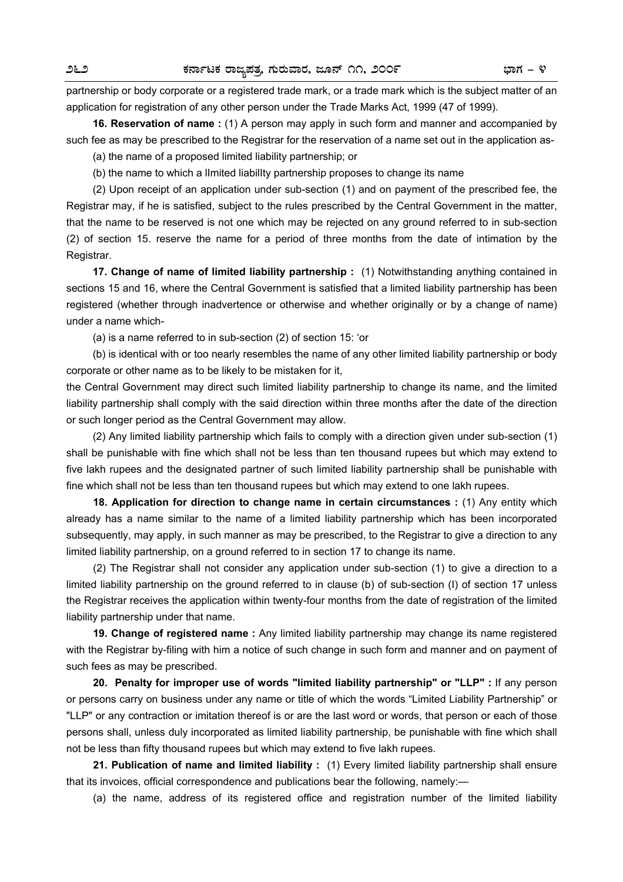partnership or body corporate or a registered trade mark, or a trade mark which is the subject matter of an application for registration of any other person under the Trade Marks Act, 1999 (47 of 1999).

**16. Reservation of name :** (1) A person may apply in such form and manner and accompanied by such fee as may be prescribed to the Registrar for the reservation of a name set out in the application as-

(a) the name of a proposed limited liability partnership; or

(b) the name to which a lImited liabilIty partnership proposes to change its name

(2) Upon receipt of an application under sub-section (1) and on payment of the prescribed fee, the Registrar may, if he is satisfied, subject to the rules prescribed by the Central Government in the matter, that the name to be reserved is not one which may be rejected on any ground referred to in sub-section (2) of section 15. reserve the name for a period of three months from the date of intimation by the Registrar.

**17. Change of name of limited liability partnership :** (1) Notwithstanding anything contained in sections 15 and 16, where the Central Government is satisfied that a limited liability partnership has been registered (whether through inadvertence or otherwise and whether originally or by a change of name) under a name which-

(a) is a name referred to in sub-section (2) of section 15: 'or

(b) is identical with or too nearly resembles the name of any other limited liability partnership or body corporate or other name as to be likely to be mistaken for it,

the Central Government may direct such limited liability partnership to change its name, and the limited liability partnership shall comply with the said direction within three months after the date of the direction or such longer period as the Central Government may allow.

(2) Any limited liability partnership which fails to comply with a direction given under sub-section (1) shall be punishable with fine which shall not be less than ten thousand rupees but which may extend to five lakh rupees and the designated partner of such limited liability partnership shall be punishable with fine which shall not be less than ten thousand rupees but which may extend to one lakh rupees.

**18. Application for direction to change name in certain circumstances :** (1) Any entity which already has a name similar to the name of a limited liability partnership which has been incorporated subsequently, may apply, in such manner as may be prescribed, to the Registrar to give a direction to any limited liability partnership, on a ground referred to in section 17 to change its name.

(2) The Registrar shall not consider any application under sub-section (1) to give a direction to a limited liability partnership on the ground referred to in clause (b) of sub-section (I) of section 17 unless the Registrar receives the application within twenty-four months from the date of registration of the limited liability partnership under that name.

**19. Change of registered name :** Any limited liability partnership may change its name registered with the Registrar by-filing with him a notice of such change in such form and manner and on payment of such fees as may be prescribed.

**20. Penalty for improper use of words "limited liability partnership" or "LLP" :** If any person or persons carry on business under any name or title of which the words "Limited Liability Partnership" or "LLP" or any contraction or imitation thereof is or are the last word or words, that person or each of those persons shall, unless duly incorporated as limited liability partnership, be punishable with fine which shall not be less than fifty thousand rupees but which may extend to five lakh rupees.

**21. Publication of name and limited liability :** (1) Every limited liability partnership shall ensure that its invoices, official correspondence and publications bear the following, namely:—

(a) the name, address of its registered office and registration number of the limited liability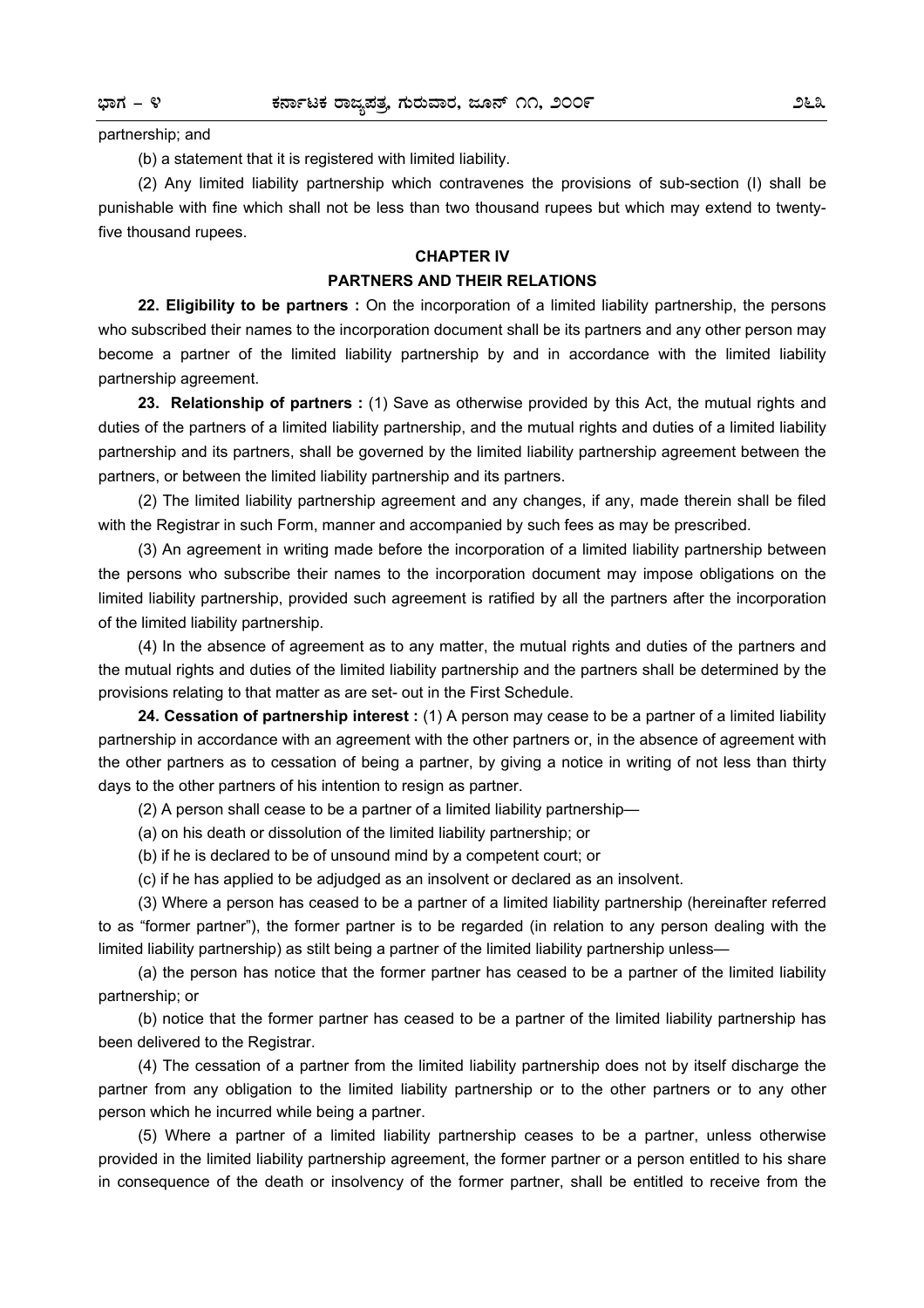partnership; and

(b) a statement that it is registered with limited liability.

(2) Any limited liability partnership which contravenes the provisions of sub-section (l) shall be punishable with fine which shall not be less than two thousand rupees but which may extend to twenty-five thousand rupees.

## CHAPTER IV

## PARTNERS AND THEIR RELATIONS

**22. Eligibility to be partners :** On the incorporation of a limited liability partnership, the persons who subscribed their names to the incorporation document shall be its partners and any other person may become a partner of the limited liability partnership by and in accordance with the limited liability partnership agreement.

**23. Relationship of partners :** (1) Save as otherwise provided by this Act, the mutual rights and duties of the partners of a limited liability partnership, and the mutual rights and duties of a limited liability partnership and its partners, shall be governed by the limited liability partnership agreement between the partners, or between the limited liability partnership and its partners.

(2) The limited liability partnership agreement and any changes, if any, made therein shall be filed with the Registrar in such Form, manner and accompanied by such fees as may be prescribed.

(3) An agreement in writing made before the incorporation of a limited liability partnership between the persons who subscribe their names to the incorporation document may impose obligations on the limited liability partnership, provided such agreement is ratified by all the partners after the incorporation of the limited liability partnership.

(4) In the absence of agreement as to any matter, the mutual rights and duties of the partners and the mutual rights and duties of the limited liability partnership and the partners shall be determined by the provisions relating to that matter as are set- out in the First Schedule.

**24. Cessation of partnership interest :** (1) A person may cease to be a partner of a limited liability partnership in accordance with an agreement with the other partners or, in the absence of agreement with the other partners as to cessation of being a partner, by giving a notice in writing of not less than thirty days to the other partners of his intention to resign as partner.

(2) A person shall cease to be a partner of a limited liability partnership—

(a) on his death or dissolution of the limited liability partnership; or

(b) if he is declared to be of unsound mind by a competent court; or

(c) if he has applied to be adjudged as an insolvent or declared as an insolvent.

(3) Where a person has ceased to be a partner of a limited liability partnership (hereinafter referred to as "former partner"), the former partner is to be regarded (in relation to any person dealing with the limited liability partnership) as stilt being a partner of the limited liability partnership unless—

(a) the person has notice that the former partner has ceased to be a partner of the limited liability partnership; or

(b) notice that the former partner has ceased to be a partner of the limited liability partnership has been delivered to the Registrar.

(4) The cessation of a partner from the limited liability partnership does not by itself discharge the partner from any obligation to the limited liability partnership or to the other partners or to any other person which he incurred while being a partner.

(5) Where a partner of a limited liability partnership ceases to be a partner, unless otherwise provided in the limited liability partnership agreement, the former partner or a person entitled to his share in consequence of the death or insolvency of the former partner, shall be entitled to receive from the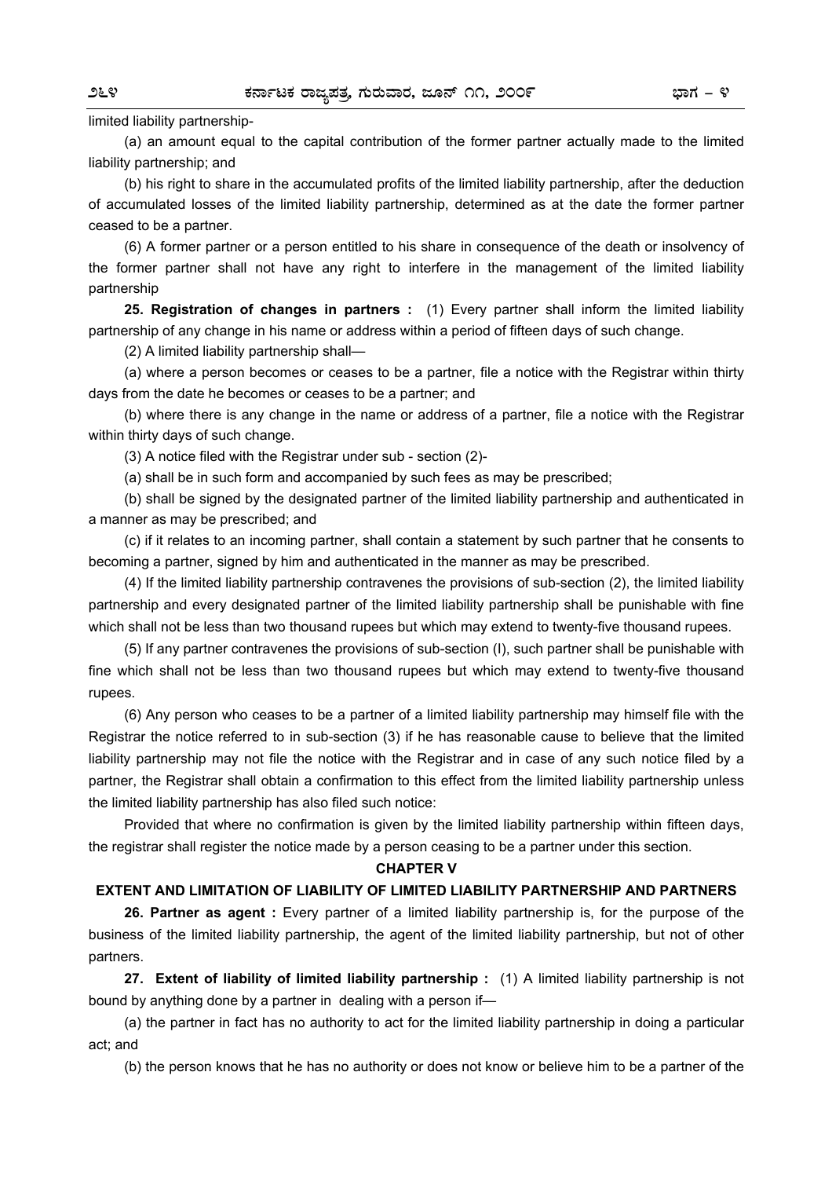limited liability partnership-

(a) an amount equal to the capital contribution of the former partner actually made to the limited liability partnership; and

(b) his right to share in the accumulated profits of the limited liability partnership, after the deduction of accumulated losses of the limited liability partnership, determined as at the date the former partner ceased to be a partner.

(6) A former partner or a person entitled to his share in consequence of the death or insolvency of the former partner shall not have any right to interfere in the management of the limited liability partnership

**25. Registration of changes in partners :** (1) Every partner shall inform the limited liability partnership of any change in his name or address within a period of fifteen days of such change.

(2) A limited liability partnership shall—

(a) where a person becomes or ceases to be a partner, file a notice with the Registrar within thirty days from the date he becomes or ceases to be a partner; and

(b) where there is any change in the name or address of a partner, file a notice with the Registrar within thirty days of such change.

(3) A notice filed with the Registrar under sub - section (2)-

(a) shall be in such form and accompanied by such fees as may be prescribed;

(b) shall be signed by the designated partner of the limited liability partnership and authenticated in a manner as may be prescribed; and

(c) if it relates to an incoming partner, shall contain a statement by such partner that he consents to becoming a partner, signed by him and authenticated in the manner as may be prescribed.

(4) If the limited liability partnership contravenes the provisions of sub-section (2), the limited liability partnership and every designated partner of the limited liability partnership shall be punishable with fine which shall not be less than two thousand rupees but which may extend to twenty-five thousand rupees.

(5) If any partner contravenes the provisions of sub-section (I), such partner shall be punishable with fine which shall not be less than two thousand rupees but which may extend to twenty-five thousand rupees.

(6) Any person who ceases to be a partner of a limited liability partnership may himself file with the Registrar the notice referred to in sub-section (3) if he has reasonable cause to believe that the limited liability partnership may not file the notice with the Registrar and in case of any such notice filed by a partner, the Registrar shall obtain a confirmation to this effect from the limited liability partnership unless the limited liability partnership has also filed such notice:

Provided that where no confirmation is given by the limited liability partnership within fifteen days, the registrar shall register the notice made by a person ceasing to be a partner under this section.

## CHAPTER V

## EXTENT AND LIMITATION OF LIABILITY OF LIMITED LIABILITY PARTNERSHIP AND PARTNERS

**26. Partner as agent :** Every partner of a limited liability partnership is, for the purpose of the business of the limited liability partnership, the agent of the limited liability partnership, but not of other partners.

**27. Extent of liability of limited liability partnership :** (1) A limited liability partnership is not bound by anything done by a partner in dealing with a person if—

(a) the partner in fact has no authority to act for the limited liability partnership in doing a particular act; and

(b) the person knows that he has no authority or does not know or believe him to be a partner of the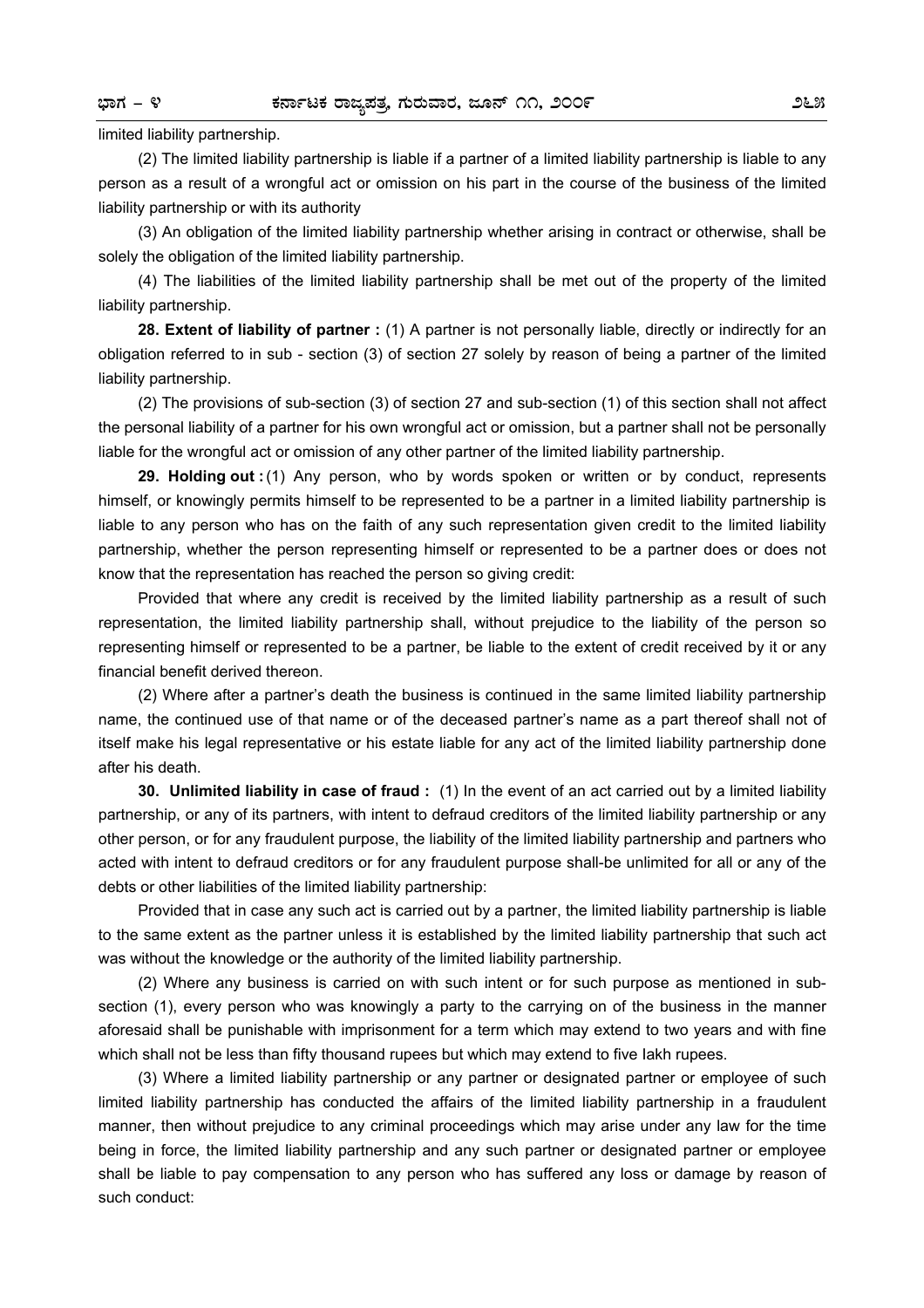limited liability partnership.

(2) The limited liability partnership is liable if a partner of a limited liability partnership is liable to any person as a result of a wrongful act or omission on his part in the course of the business of the limited liability partnership or with its authority

(3) An obligation of the limited liability partnership whether arising in contract or otherwise, shall be solely the obligation of the limited liability partnership.

(4) The liabilities of the limited liability partnership shall be met out of the property of the limited liability partnership.

**28. Extent of liability of partner :** (1) A partner is not personally liable, directly or indirectly for an obligation referred to in sub - section (3) of section 27 solely by reason of being a partner of the limited liability partnership.

(2) The provisions of sub-section (3) of section 27 and sub-section (1) of this section shall not affect the personal liability of a partner for his own wrongful act or omission, but a partner shall not be personally liable for the wrongful act or omission of any other partner of the limited liability partnership.

**29. Holding out :** (1) Any person, who by words spoken or written or by conduct, represents himself, or knowingly permits himself to be represented to be a partner in a limited liability partnership is liable to any person who has on the faith of any such representation given credit to the limited liability partnership, whether the person representing himself or represented to be a partner does or does not know that the representation has reached the person so giving credit:

Provided that where any credit is received by the limited liability partnership as a result of such representation, the limited liability partnership shall, without prejudice to the liability of the person so representing himself or represented to be a partner, be liable to the extent of credit received by it or any financial benefit derived thereon.

(2) Where after a partner's death the business is continued in the same limited liability partnership name, the continued use of that name or of the deceased partner's name as a part thereof shall not of itself make his legal representative or his estate liable for any act of the limited liability partnership done after his death.

**30. Unlimited liability in case of fraud :** (1) In the event of an act carried out by a limited liability partnership, or any of its partners, with intent to defraud creditors of the limited liability partnership or any other person, or for any fraudulent purpose, the liability of the limited liability partnership and partners who acted with intent to defraud creditors or for any fraudulent purpose shall-be unlimited for all or any of the debts or other liabilities of the limited liability partnership:

Provided that in case any such act is carried out by a partner, the limited liability partnership is liable to the same extent as the partner unless it is established by the limited liability partnership that such act was without the knowledge or the authority of the limited liability partnership.

(2) Where any business is carried on with such intent or for such purpose as mentioned in sub-section (1), every person who was knowingly a party to the carrying on of the business in the manner aforesaid shall be punishable with imprisonment for a term which may extend to two years and with fine which shall not be less than fifty thousand rupees but which may extend to five lakh rupees.

(3) Where a limited liability partnership or any partner or designated partner or employee of such limited liability partnership has conducted the affairs of the limited liability partnership in a fraudulent manner, then without prejudice to any criminal proceedings which may arise under any law for the time being in force, the limited liability partnership and any such partner or designated partner or employee shall be liable to pay compensation to any person who has suffered any loss or damage by reason of such conduct: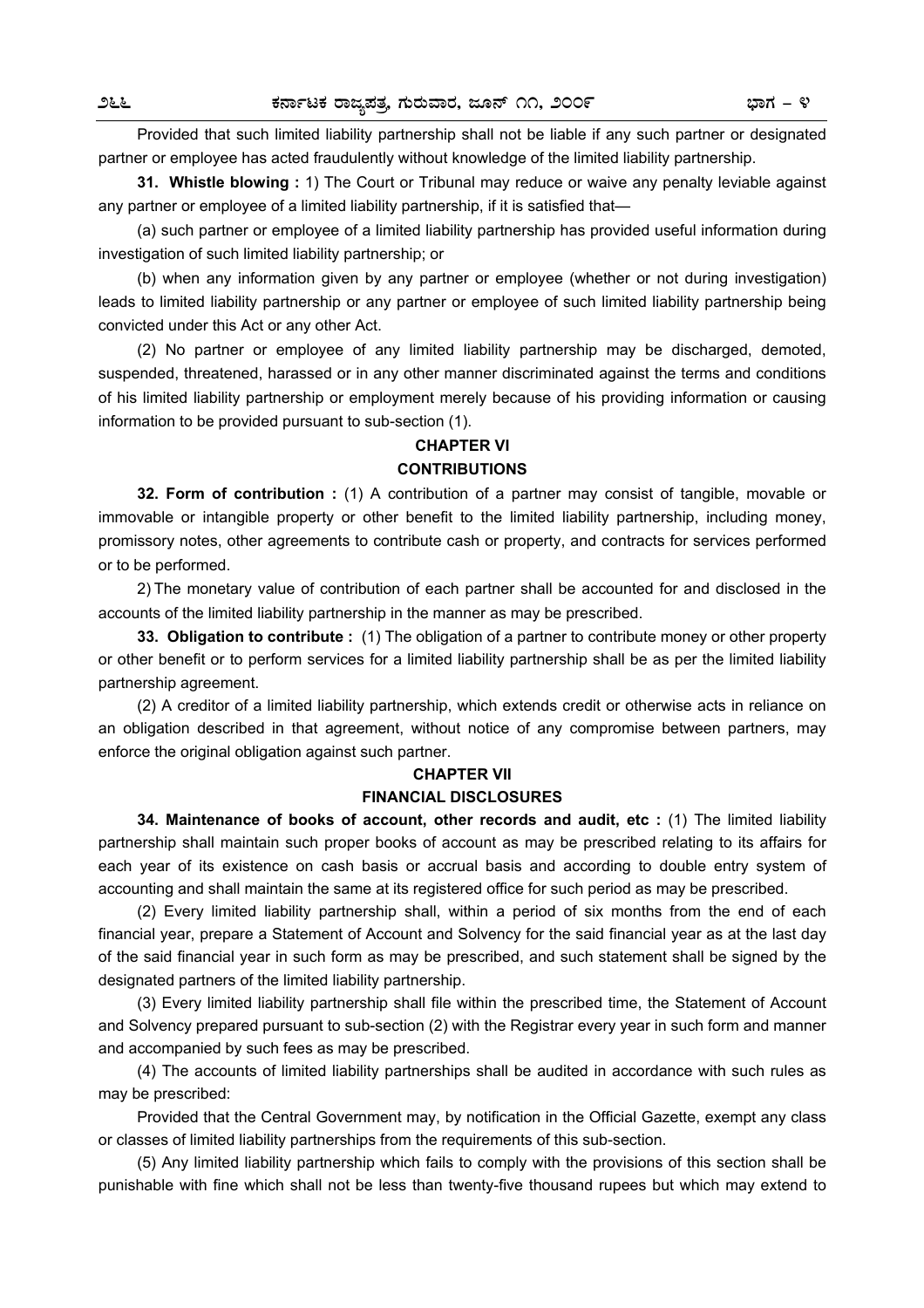Provided that such limited liability partnership shall not be liable if any such partner or designated partner or employee has acted fraudulently without knowledge of the limited liability partnership.

**31. Whistle blowing :** 1) The Court or Tribunal may reduce or waive any penalty leviable against any partner or employee of a limited liability partnership, if it is satisfied that—

(a) such partner or employee of a limited liability partnership has provided useful information during investigation of such limited liability partnership; or

(b) when any information given by any partner or employee (whether or not during investigation) leads to limited liability partnership or any partner or employee of such limited liability partnership being convicted under this Act or any other Act.

(2) No partner or employee of any limited liability partnership may be discharged, demoted, suspended, threatened, harassed or in any other manner discriminated against the terms and conditions of his limited liability partnership or employment merely because of his providing information or causing information to be provided pursuant to sub-section (1).

## CHAPTER VI
## CONTRIBUTIONS

**32. Form of contribution :** (1) A contribution of a partner may consist of tangible, movable or immovable or intangible property or other benefit to the limited liability partnership, including money, promissory notes, other agreements to contribute cash or property, and contracts for services performed or to be performed.

2) The monetary value of contribution of each partner shall be accounted for and disclosed in the accounts of the limited liability partnership in the manner as may be prescribed.

**33. Obligation to contribute :** (1) The obligation of a partner to contribute money or other property or other benefit or to perform services for a limited liability partnership shall be as per the limited liability partnership agreement.

(2) A creditor of a limited liability partnership, which extends credit or otherwise acts in reliance on an obligation described in that agreement, without notice of any compromise between partners, may enforce the original obligation against such partner.

## CHAPTER VII
## FINANCIAL DISCLOSURES

**34. Maintenance of books of account, other records and audit, etc :** (1) The limited liability partnership shall maintain such proper books of account as may be prescribed relating to its affairs for each year of its existence on cash basis or accrual basis and according to double entry system of accounting and shall maintain the same at its registered office for such period as may be prescribed.

(2) Every limited liability partnership shall, within a period of six months from the end of each financial year, prepare a Statement of Account and Solvency for the said financial year as at the last day of the said financial year in such form as may be prescribed, and such statement shall be signed by the designated partners of the limited liability partnership.

(3) Every limited liability partnership shall file within the prescribed time, the Statement of Account and Solvency prepared pursuant to sub-section (2) with the Registrar every year in such form and manner and accompanied by such fees as may be prescribed.

(4) The accounts of limited liability partnerships shall be audited in accordance with such rules as may be prescribed:

Provided that the Central Government may, by notification in the Official Gazette, exempt any class or classes of limited liability partnerships from the requirements of this sub-section.

(5) Any limited liability partnership which fails to comply with the provisions of this section shall be punishable with fine which shall not be less than twenty-five thousand rupees but which may extend to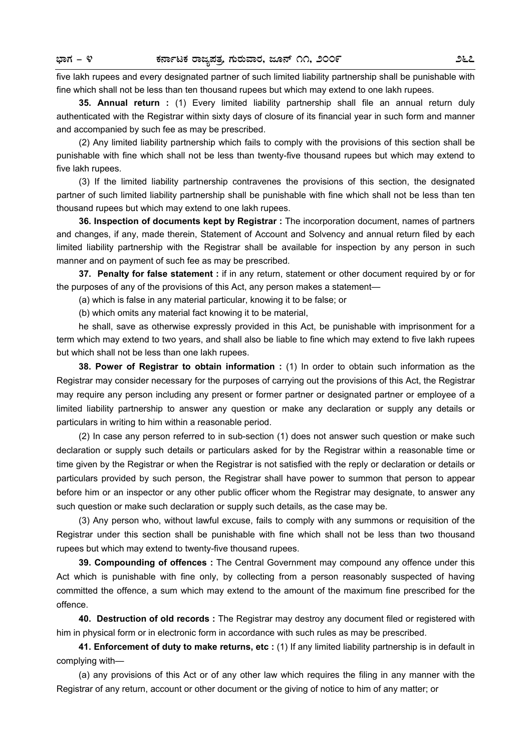five lakh rupees and every designated partner of such limited liability partnership shall be punishable with fine which shall not be less than ten thousand rupees but which may extend to one lakh rupees.

**35. Annual return :** (1) Every limited liability partnership shall file an annual return duly authenticated with the Registrar within sixty days of closure of its financial year in such form and manner and accompanied by such fee as may be prescribed.

(2) Any limited liability partnership which fails to comply with the provisions of this section shall be punishable with fine which shall not be less than twenty-five thousand rupees but which may extend to five lakh rupees.

(3) If the limited liability partnership contravenes the provisions of this section, the designated partner of such limited liability partnership shall be punishable with fine which shall not be less than ten thousand rupees but which may extend to one lakh rupees.

**36. Inspection of documents kept by Registrar :** The incorporation document, names of partners and changes, if any, made therein, Statement of Account and Solvency and annual return filed by each limited liability partnership with the Registrar shall be available for inspection by any person in such manner and on payment of such fee as may be prescribed.

**37. Penalty for false statement :** if in any return, statement or other document required by or for the purposes of any of the provisions of this Act, any person makes a statement—

(a) which is false in any material particular, knowing it to be false; or

(b) which omits any material fact knowing it to be material,

he shall, save as otherwise expressly provided in this Act, be punishable with imprisonment for a term which may extend to two years, and shall also be liable to fine which may extend to five lakh rupees but which shall not be less than one lakh rupees.

**38. Power of Registrar to obtain information :** (1) In order to obtain such information as the Registrar may consider necessary for the purposes of carrying out the provisions of this Act, the Registrar may require any person including any present or former partner or designated partner or employee of a limited liability partnership to answer any question or make any declaration or supply any details or particulars in writing to him within a reasonable period.

(2) In case any person referred to in sub-section (1) does not answer such question or make such declaration or supply such details or particulars asked for by the Registrar within a reasonable time or time given by the Registrar or when the Registrar is not satisfied with the reply or declaration or details or particulars provided by such person, the Registrar shall have power to summon that person to appear before him or an inspector or any other public officer whom the Registrar may designate, to answer any such question or make such declaration or supply such details, as the case may be.

(3) Any person who, without lawful excuse, fails to comply with any summons or requisition of the Registrar under this section shall be punishable with fine which shall not be less than two thousand rupees but which may extend to twenty-five thousand rupees.

**39. Compounding of offences :** The Central Government may compound any offence under this Act which is punishable with fine only, by collecting from a person reasonably suspected of having committed the offence, a sum which may extend to the amount of the maximum fine prescribed for the offence.

**40. Destruction of old records :** The Registrar may destroy any document filed or registered with him in physical form or in electronic form in accordance with such rules as may be prescribed.

**41. Enforcement of duty to make returns, etc :** (1) If any limited liability partnership is in default in complying with—

(a) any provisions of this Act or of any other law which requires the filing in any manner with the Registrar of any return, account or other document or the giving of notice to him of any matter; or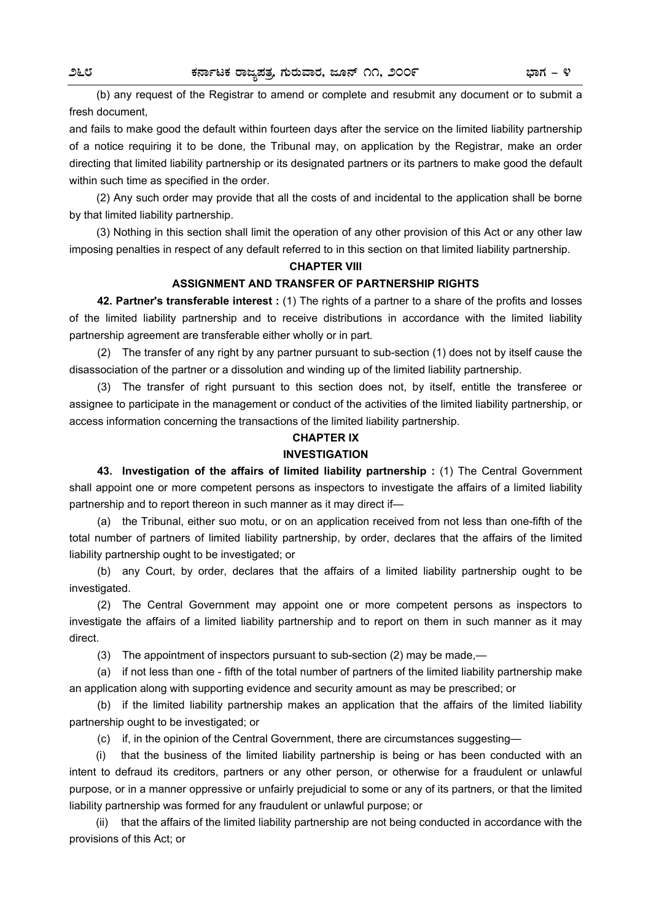(b) any request of the Registrar to amend or complete and resubmit any document or to submit a fresh document,

and fails to make good the default within fourteen days after the service on the limited liability partnership of a notice requiring it to be done, the Tribunal may, on application by the Registrar, make an order directing that limited liability partnership or its designated partners or its partners to make good the default within such time as specified in the order.

(2) Any such order may provide that all the costs of and incidental to the application shall be borne by that limited liability partnership.

(3) Nothing in this section shall limit the operation of any other provision of this Act or any other law imposing penalties in respect of any default referred to in this section on that limited liability partnership.

## CHAPTER VIII

## ASSIGNMENT AND TRANSFER OF PARTNERSHIP RIGHTS

**42. Partner's transferable interest :** (1) The rights of a partner to a share of the profits and losses of the limited liability partnership and to receive distributions in accordance with the limited liability partnership agreement are transferable either wholly or in part.

(2) The transfer of any right by any partner pursuant to sub-section (1) does not by itself cause the disassociation of the partner or a dissolution and winding up of the limited liability partnership.

(3) The transfer of right pursuant to this section does not, by itself, entitle the transferee or assignee to participate in the management or conduct of the activities of the limited liability partnership, or access information concerning the transactions of the limited liability partnership.

## CHAPTER IX

## INVESTIGATION

**43. Investigation of the affairs of limited liability partnership :** (1) The Central Government shall appoint one or more competent persons as inspectors to investigate the affairs of a limited liability partnership and to report thereon in such manner as it may direct if—

(a) the Tribunal, either suo motu, or on an application received from not less than one-fifth of the total number of partners of limited liability partnership, by order, declares that the affairs of the limited liability partnership ought to be investigated; or

(b) any Court, by order, declares that the affairs of a limited liability partnership ought to be investigated.

(2) The Central Government may appoint one or more competent persons as inspectors to investigate the affairs of a limited liability partnership and to report on them in such manner as it may direct.

(3) The appointment of inspectors pursuant to sub-section (2) may be made,—

(a) if not less than one - fifth of the total number of partners of the limited liability partnership make an application along with supporting evidence and security amount as may be prescribed; or

(b) if the limited liability partnership makes an application that the affairs of the limited liability partnership ought to be investigated; or

(c) if, in the opinion of the Central Government, there are circumstances suggesting—

(i) that the business of the limited liability partnership is being or has been conducted with an intent to defraud its creditors, partners or any other person, or otherwise for a fraudulent or unlawful purpose, or in a manner oppressive or unfairly prejudicial to some or any of its partners, or that the limited liability partnership was formed for any fraudulent or unlawful purpose; or

(ii) that the affairs of the limited liability partnership are not being conducted in accordance with the provisions of this Act; or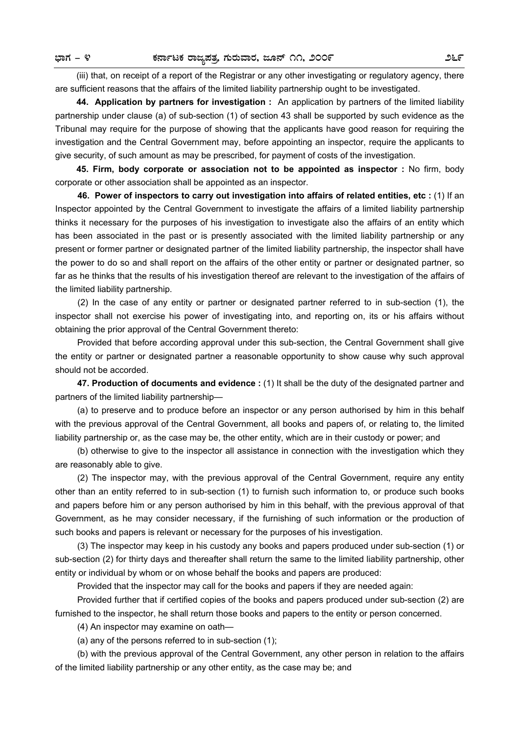(iii) that, on receipt of a report of the Registrar or any other investigating or regulatory agency, there are sufficient reasons that the affairs of the limited liability partnership ought to be investigated.

**44. Application by partners for investigation :** An application by partners of the limited liability partnership under clause (a) of sub-section (1) of section 43 shall be supported by such evidence as the Tribunal may require for the purpose of showing that the applicants have good reason for requiring the investigation and the Central Government may, before appointing an inspector, require the applicants to give security, of such amount as may be prescribed, for payment of costs of the investigation.

**45. Firm, body corporate or association not to be appointed as inspector :** No firm, body corporate or other association shall be appointed as an inspector.

**46. Power of inspectors to carry out investigation into affairs of related entities, etc :** (1) If an Inspector appointed by the Central Government to investigate the affairs of a limited liability partnership thinks it necessary for the purposes of his investigation to investigate also the affairs of an entity which has been associated in the past or is presently associated with the limited liability partnership or any present or former partner or designated partner of the limited liability partnership, the inspector shall have the power to do so and shall report on the affairs of the other entity or partner or designated partner, so far as he thinks that the results of his investigation thereof are relevant to the investigation of the affairs of the limited liability partnership.

(2) In the case of any entity or partner or designated partner referred to in sub-section (1), the inspector shall not exercise his power of investigating into, and reporting on, its or his affairs without obtaining the prior approval of the Central Government thereto:

Provided that before according approval under this sub-section, the Central Government shall give the entity or partner or designated partner a reasonable opportunity to show cause why such approval should not be accorded.

**47. Production of documents and evidence :** (1) It shall be the duty of the designated partner and partners of the limited liability partnership—

(a) to preserve and to produce before an inspector or any person authorised by him in this behalf with the previous approval of the Central Government, all books and papers of, or relating to, the limited liability partnership or, as the case may be, the other entity, which are in their custody or power; and

(b) otherwise to give to the inspector all assistance in connection with the investigation which they are reasonably able to give.

(2) The inspector may, with the previous approval of the Central Government, require any entity other than an entity referred to in sub-section (1) to furnish such information to, or produce such books and papers before him or any person authorised by him in this behalf, with the previous approval of that Government, as he may consider necessary, if the furnishing of such information or the production of such books and papers is relevant or necessary for the purposes of his investigation.

(3) The inspector may keep in his custody any books and papers produced under sub-section (1) or sub-section (2) for thirty days and thereafter shall return the same to the limited liability partnership, other entity or individual by whom or on whose behalf the books and papers are produced:

Provided that the inspector may call for the books and papers if they are needed again:

Provided further that if certified copies of the books and papers produced under sub-section (2) are furnished to the inspector, he shall return those books and papers to the entity or person concerned.

(4) An inspector may examine on oath—

(a) any of the persons referred to in sub-section (1);

(b) with the previous approval of the Central Government, any other person in relation to the affairs of the limited liability partnership or any other entity, as the case may be; and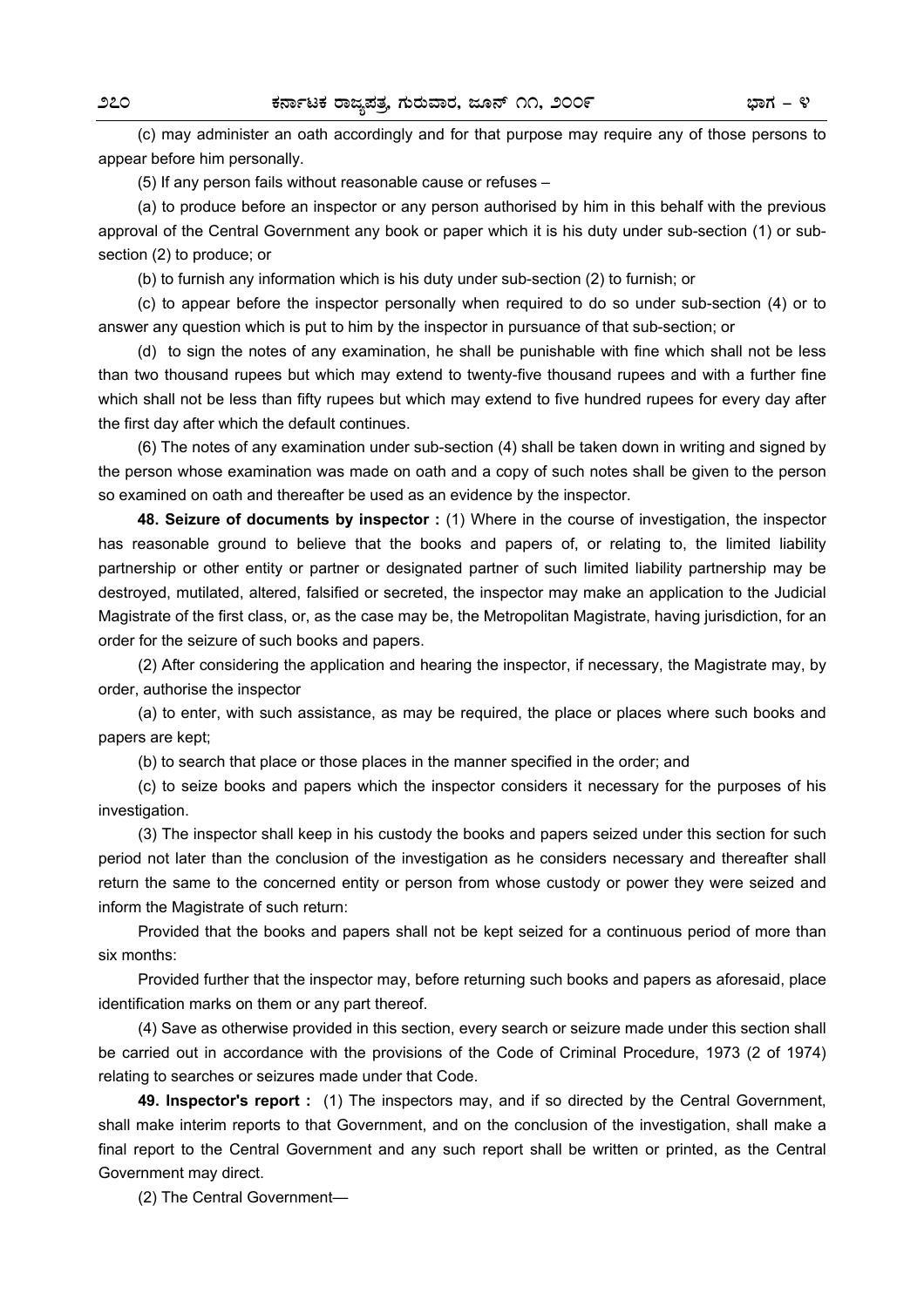(c) may administer an oath accordingly and for that purpose may require any of those persons to appear before him personally.

(5) If any person fails without reasonable cause or refuses –

(a) to produce before an inspector or any person authorised by him in this behalf with the previous approval of the Central Government any book or paper which it is his duty under sub-section (1) or sub-section (2) to produce; or

(b) to furnish any information which is his duty under sub-section (2) to furnish; or

(c) to appear before the inspector personally when required to do so under sub-section (4) or to answer any question which is put to him by the inspector in pursuance of that sub-section; or

(d) to sign the notes of any examination, he shall be punishable with fine which shall not be less than two thousand rupees but which may extend to twenty-five thousand rupees and with a further fine which shall not be less than fifty rupees but which may extend to five hundred rupees for every day after the first day after which the default continues.

(6) The notes of any examination under sub-section (4) shall be taken down in writing and signed by the person whose examination was made on oath and a copy of such notes shall be given to the person so examined on oath and thereafter be used as an evidence by the inspector.

**48. Seizure of documents by inspector :** (1) Where in the course of investigation, the inspector has reasonable ground to believe that the books and papers of, or relating to, the limited liability partnership or other entity or partner or designated partner of such limited liability partnership may be destroyed, mutilated, altered, falsified or secreted, the inspector may make an application to the Judicial Magistrate of the first class, or, as the case may be, the Metropolitan Magistrate, having jurisdiction, for an order for the seizure of such books and papers.

(2) After considering the application and hearing the inspector, if necessary, the Magistrate may, by order, authorise the inspector

(a) to enter, with such assistance, as may be required, the place or places where such books and papers are kept;

(b) to search that place or those places in the manner specified in the order; and

(c) to seize books and papers which the inspector considers it necessary for the purposes of his investigation.

(3) The inspector shall keep in his custody the books and papers seized under this section for such period not later than the conclusion of the investigation as he considers necessary and thereafter shall return the same to the concerned entity or person from whose custody or power they were seized and inform the Magistrate of such return:

Provided that the books and papers shall not be kept seized for a continuous period of more than six months:

Provided further that the inspector may, before returning such books and papers as aforesaid, place identification marks on them or any part thereof.

(4) Save as otherwise provided in this section, every search or seizure made under this section shall be carried out in accordance with the provisions of the Code of Criminal Procedure, 1973 (2 of 1974) relating to searches or seizures made under that Code.

**49. Inspector's report :** (1) The inspectors may, and if so directed by the Central Government, shall make interim reports to that Government, and on the conclusion of the investigation, shall make a final report to the Central Government and any such report shall be written or printed, as the Central Government may direct.

(2) The Central Government—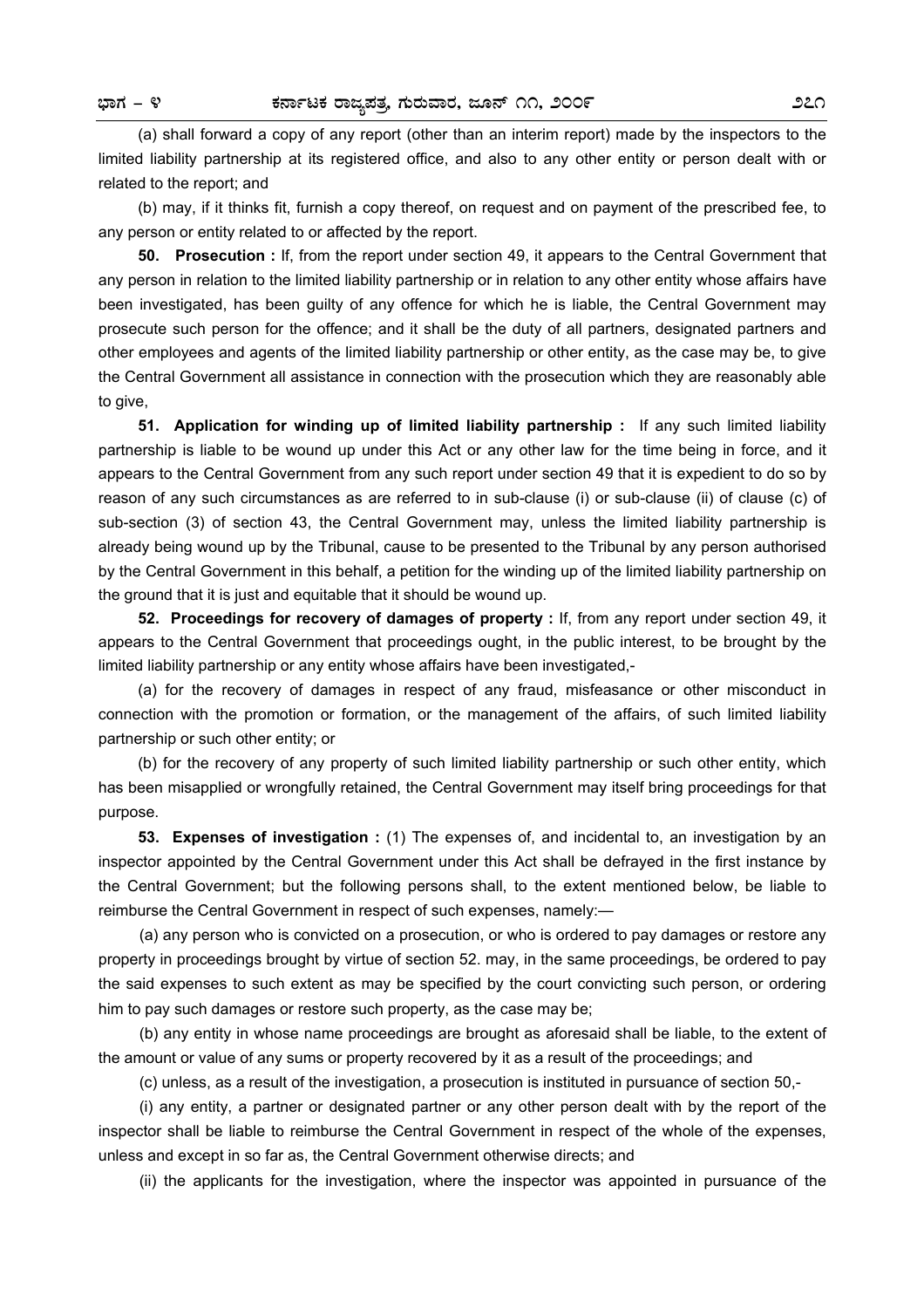(a) shall forward a copy of any report (other than an interim report) made by the inspectors to the limited liability partnership at its registered office, and also to any other entity or person dealt with or related to the report; and

(b) may, if it thinks fit, furnish a copy thereof, on request and on payment of the prescribed fee, to any person or entity related to or affected by the report.

**50. Prosecution :** If, from the report under section 49, it appears to the Central Government that any person in relation to the limited liability partnership or in relation to any other entity whose affairs have been investigated, has been guilty of any offence for which he is liable, the Central Government may prosecute such person for the offence; and it shall be the duty of all partners, designated partners and other employees and agents of the limited liability partnership or other entity, as the case may be, to give the Central Government all assistance in connection with the prosecution which they are reasonably able to give,

**51. Application for winding up of limited liability partnership :** If any such limited liability partnership is liable to be wound up under this Act or any other law for the time being in force, and it appears to the Central Government from any such report under section 49 that it is expedient to do so by reason of any such circumstances as are referred to in sub-clause (i) or sub-clause (ii) of clause (c) of sub-section (3) of section 43, the Central Government may, unless the limited liability partnership is already being wound up by the Tribunal, cause to be presented to the Tribunal by any person authorised by the Central Government in this behalf, a petition for the winding up of the limited liability partnership on the ground that it is just and equitable that it should be wound up.

**52. Proceedings for recovery of damages of property :** If, from any report under section 49, it appears to the Central Government that proceedings ought, in the public interest, to be brought by the limited liability partnership or any entity whose affairs have been investigated,-

(a) for the recovery of damages in respect of any fraud, misfeasance or other misconduct in connection with the promotion or formation, or the management of the affairs, of such limited liability partnership or such other entity; or

(b) for the recovery of any property of such limited liability partnership or such other entity, which has been misapplied or wrongfully retained, the Central Government may itself bring proceedings for that purpose.

**53. Expenses of investigation :** (1) The expenses of, and incidental to, an investigation by an inspector appointed by the Central Government under this Act shall be defrayed in the first instance by the Central Government; but the following persons shall, to the extent mentioned below, be liable to reimburse the Central Government in respect of such expenses, namely:—

(a) any person who is convicted on a prosecution, or who is ordered to pay damages or restore any property in proceedings brought by virtue of section 52. may, in the same proceedings, be ordered to pay the said expenses to such extent as may be specified by the court convicting such person, or ordering him to pay such damages or restore such property, as the case may be;

(b) any entity in whose name proceedings are brought as aforesaid shall be liable, to the extent of the amount or value of any sums or property recovered by it as a result of the proceedings; and

(c) unless, as a result of the investigation, a prosecution is instituted in pursuance of section 50,-

(i) any entity, a partner or designated partner or any other person dealt with by the report of the inspector shall be liable to reimburse the Central Government in respect of the whole of the expenses, unless and except in so far as, the Central Government otherwise directs; and

(ii) the applicants for the investigation, where the inspector was appointed in pursuance of the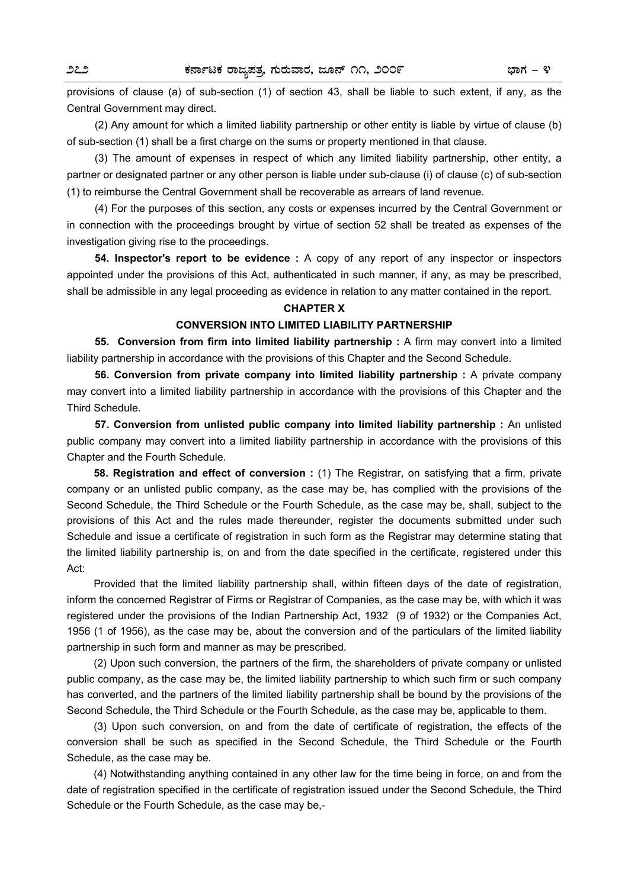provisions of clause (a) of sub-section (1) of section 43, shall be liable to such extent, if any, as the Central Government may direct.

(2) Any amount for which a limited liability partnership or other entity is liable by virtue of clause (b) of sub-section (1) shall be a first charge on the sums or property mentioned in that clause.

(3) The amount of expenses in respect of which any limited liability partnership, other entity, a partner or designated partner or any other person is liable under sub-clause (i) of clause (c) of sub-section (1) to reimburse the Central Government shall be recoverable as arrears of land revenue.

(4) For the purposes of this section, any costs or expenses incurred by the Central Government or in connection with the proceedings brought by virtue of section 52 shall be treated as expenses of the investigation giving rise to the proceedings.

**54. Inspector's report to be evidence :** A copy of any report of any inspector or inspectors appointed under the provisions of this Act, authenticated in such manner, if any, as may be prescribed, shall be admissible in any legal proceeding as evidence in relation to any matter contained in the report.

## CHAPTER X

## CONVERSION INTO LIMITED LIABILITY PARTNERSHIP

**55. Conversion from firm into limited liability partnership :** A firm may convert into a limited liability partnership in accordance with the provisions of this Chapter and the Second Schedule.

**56. Conversion from private company into limited liability partnership :** A private company may convert into a limited liability partnership in accordance with the provisions of this Chapter and the Third Schedule.

**57. Conversion from unlisted public company into limited liability partnership :** An unlisted public company may convert into a limited liability partnership in accordance with the provisions of this Chapter and the Fourth Schedule.

**58. Registration and effect of conversion :** (1) The Registrar, on satisfying that a firm, private company or an unlisted public company, as the case may be, has complied with the provisions of the Second Schedule, the Third Schedule or the Fourth Schedule, as the case may be, shall, subject to the provisions of this Act and the rules made thereunder, register the documents submitted under such Schedule and issue a certificate of registration in such form as the Registrar may determine stating that the limited liability partnership is, on and from the date specified in the certificate, registered under this Act:

Provided that the limited liability partnership shall, within fifteen days of the date of registration, inform the concerned Registrar of Firms or Registrar of Companies, as the case may be, with which it was registered under the provisions of the Indian Partnership Act, 1932 (9 of 1932) or the Companies Act, 1956 (1 of 1956), as the case may be, about the conversion and of the particulars of the limited liability partnership in such form and manner as may be prescribed.

(2) Upon such conversion, the partners of the firm, the shareholders of private company or unlisted public company, as the case may be, the limited liability partnership to which such firm or such company has converted, and the partners of the limited liability partnership shall be bound by the provisions of the Second Schedule, the Third Schedule or the Fourth Schedule, as the case may be, applicable to them.

(3) Upon such conversion, on and from the date of certificate of registration, the effects of the conversion shall be such as specified in the Second Schedule, the Third Schedule or the Fourth Schedule, as the case may be.

(4) Notwithstanding anything contained in any other law for the time being in force, on and from the date of registration specified in the certificate of registration issued under the Second Schedule, the Third Schedule or the Fourth Schedule, as the case may be,-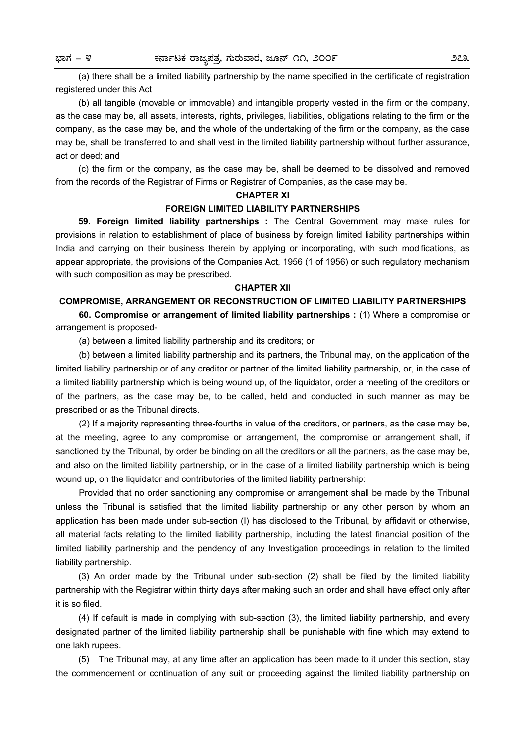(a) there shall be a limited liability partnership by the name specified in the certificate of registration registered under this Act

(b) all tangible (movable or immovable) and intangible property vested in the firm or the company, as the case may be, all assets, interests, rights, privileges, liabilities, obligations relating to the firm or the company, as the case may be, and the whole of the undertaking of the firm or the company, as the case may be, shall be transferred to and shall vest in the limited liability partnership without further assurance, act or deed; and

(c) the firm or the company, as the case may be, shall be deemed to be dissolved and removed from the records of the Registrar of Firms or Registrar of Companies, as the case may be.

## CHAPTER XI

## FOREIGN LIMITED LIABILITY PARTNERSHIPS

**59. Foreign limited liability partnerships :** The Central Government may make rules for provisions in relation to establishment of place of business by foreign limited liability partnerships within India and carrying on their business therein by applying or incorporating, with such modifications, as appear appropriate, the provisions of the Companies Act, 1956 (1 of 1956) or such regulatory mechanism with such composition as may be prescribed.

## CHAPTER XII

## COMPROMISE, ARRANGEMENT OR RECONSTRUCTION OF LIMITED LIABILITY PARTNERSHIPS

**60. Compromise or arrangement of limited liability partnerships :** (1) Where a compromise or arrangement is proposed-

(a) between a limited liability partnership and its creditors; or

(b) between a limited liability partnership and its partners, the Tribunal may, on the application of the limited liability partnership or of any creditor or partner of the limited liability partnership, or, in the case of a limited liability partnership which is being wound up, of the liquidator, order a meeting of the creditors or of the partners, as the case may be, to be called, held and conducted in such manner as may be prescribed or as the Tribunal directs.

(2) If a majority representing three-fourths in value of the creditors, or partners, as the case may be, at the meeting, agree to any compromise or arrangement, the compromise or arrangement shall, if sanctioned by the Tribunal, by order be binding on all the creditors or all the partners, as the case may be, and also on the limited liability partnership, or in the case of a limited liability partnership which is being wound up, on the liquidator and contributories of the limited liability partnership:

Provided that no order sanctioning any compromise or arrangement shall be made by the Tribunal unless the Tribunal is satisfied that the limited liability partnership or any other person by whom an application has been made under sub-section (I) has disclosed to the Tribunal, by affidavit or otherwise, all material facts relating to the limited liability partnership, including the latest financial position of the limited liability partnership and the pendency of any Investigation proceedings in relation to the limited liability partnership.

(3) An order made by the Tribunal under sub-section (2) shall be filed by the limited liability partnership with the Registrar within thirty days after making such an order and shall have effect only after it is so filed.

(4) If default is made in complying with sub-section (3), the limited liability partnership, and every designated partner of the limited liability partnership shall be punishable with fine which may extend to one lakh rupees.

(5) The Tribunal may, at any time after an application has been made to it under this section, stay the commencement or continuation of any suit or proceeding against the limited liability partnership on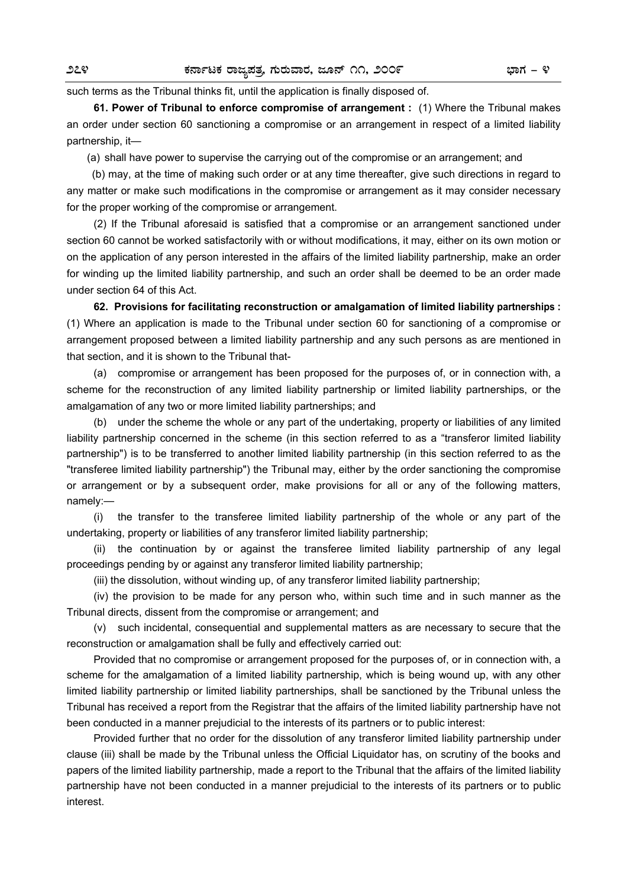such terms as the Tribunal thinks fit, until the application is finally disposed of.

**61. Power of Tribunal to enforce compromise of arrangement :** (1) Where the Tribunal makes an order under section 60 sanctioning a compromise or an arrangement in respect of a limited liability partnership, it—

(a) shall have power to supervise the carrying out of the compromise or an arrangement; and

(b) may, at the time of making such order or at any time thereafter, give such directions in regard to any matter or make such modifications in the compromise or arrangement as it may consider necessary for the proper working of the compromise or arrangement.

(2) If the Tribunal aforesaid is satisfied that a compromise or an arrangement sanctioned under section 60 cannot be worked satisfactorily with or without modifications, it may, either on its own motion or on the application of any person interested in the affairs of the limited liability partnership, make an order for winding up the limited liability partnership, and such an order shall be deemed to be an order made under section 64 of this Act.

**62. Provisions for facilitating reconstruction or amalgamation of limited liability partnerships :** (1) Where an application is made to the Tribunal under section 60 for sanctioning of a compromise or arrangement proposed between a limited liability partnership and any such persons as are mentioned in that section, and it is shown to the Tribunal that-

(a) compromise or arrangement has been proposed for the purposes of, or in connection with, a scheme for the reconstruction of any limited liability partnership or limited liability partnerships, or the amalgamation of any two or more limited liability partnerships; and

(b) under the scheme the whole or any part of the undertaking, property or liabilities of any limited liability partnership concerned in the scheme (in this section referred to as a "transferor limited liability partnership") is to be transferred to another limited liability partnership (in this section referred to as the "transferee limited liability partnership") the Tribunal may, either by the order sanctioning the compromise or arrangement or by a subsequent order, make provisions for all or any of the following matters, namely:—

(i) the transfer to the transferee limited liability partnership of the whole or any part of the undertaking, property or liabilities of any transferor limited liability partnership;

(ii) the continuation by or against the transferee limited liability partnership of any legal proceedings pending by or against any transferor limited liability partnership;

(iii) the dissolution, without winding up, of any transferor limited liability partnership;

(iv) the provision to be made for any person who, within such time and in such manner as the Tribunal directs, dissent from the compromise or arrangement; and

(v) such incidental, consequential and supplemental matters as are necessary to secure that the reconstruction or amalgamation shall be fully and effectively carried out:

Provided that no compromise or arrangement proposed for the purposes of, or in connection with, a scheme for the amalgamation of a limited liability partnership, which is being wound up, with any other limited liability partnership or limited liability partnerships, shall be sanctioned by the Tribunal unless the Tribunal has received a report from the Registrar that the affairs of the limited liability partnership have not been conducted in a manner prejudicial to the interests of its partners or to public interest:

Provided further that no order for the dissolution of any transferor limited liability partnership under clause (iii) shall be made by the Tribunal unless the Official Liquidator has, on scrutiny of the books and papers of the limited liability partnership, made a report to the Tribunal that the affairs of the limited liability partnership have not been conducted in a manner prejudicial to the interests of its partners or to public interest.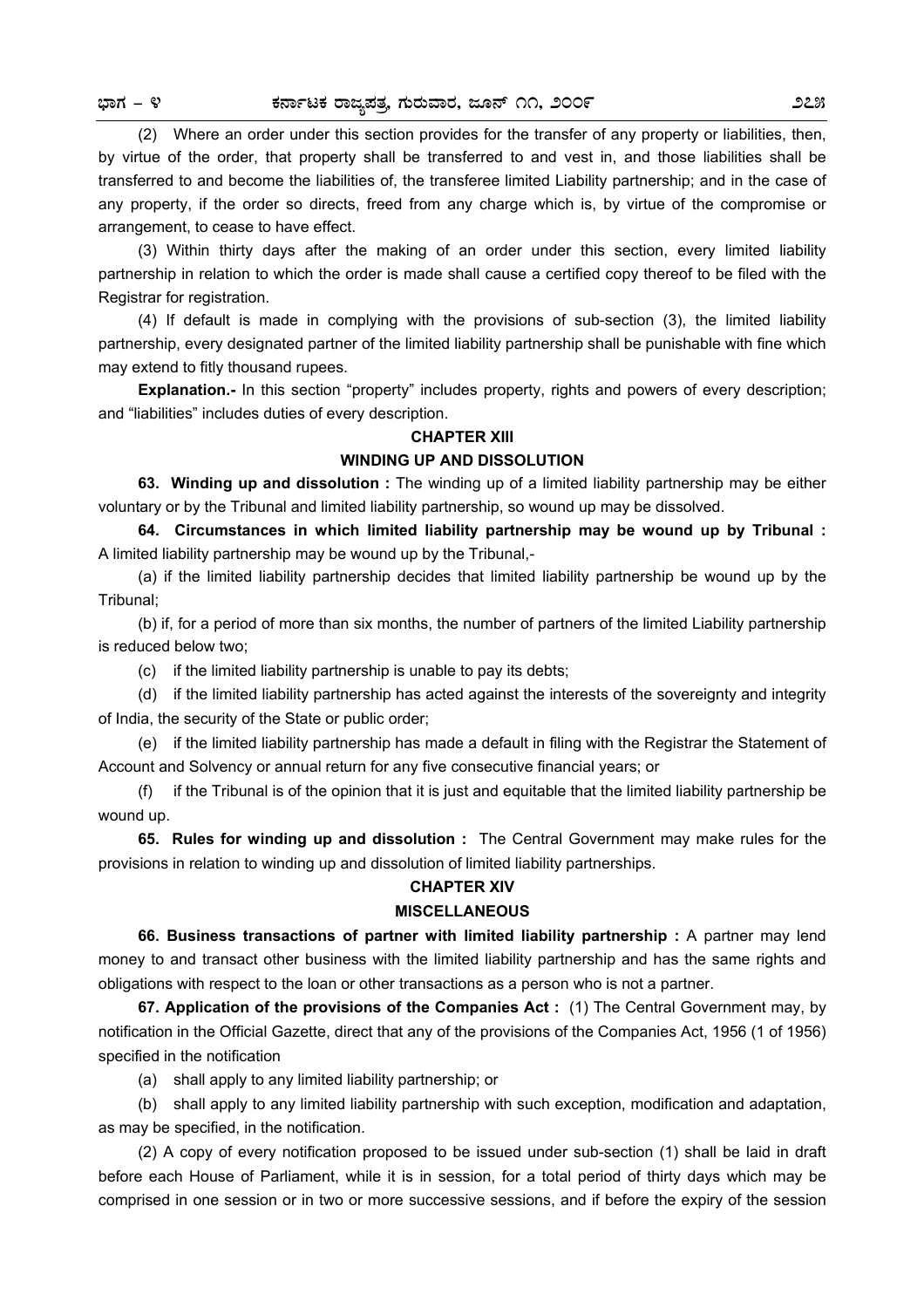(2) Where an order under this section provides for the transfer of any property or liabilities, then, by virtue of the order, that property shall be transferred to and vest in, and those liabilities shall be transferred to and become the liabilities of, the transferee limited Liability partnership; and in the case of any property, if the order so directs, freed from any charge which is, by virtue of the compromise or arrangement, to cease to have effect.

(3) Within thirty days after the making of an order under this section, every limited liability partnership in relation to which the order is made shall cause a certified copy thereof to be filed with the Registrar for registration.

(4) If default is made in complying with the provisions of sub-section (3), the limited liability partnership, every designated partner of the limited liability partnership shall be punishable with fine which may extend to fitly thousand rupees.

**Explanation.-** In this section "property" includes property, rights and powers of every description; and "liabilities" includes duties of every description.

## CHAPTER XIII

## WINDING UP AND DISSOLUTION

**63. Winding up and dissolution :** The winding up of a limited liability partnership may be either voluntary or by the Tribunal and limited liability partnership, so wound up may be dissolved.

**64. Circumstances in which limited liability partnership may be wound up by Tribunal :** A limited liability partnership may be wound up by the Tribunal,-

(a) if the limited liability partnership decides that limited liability partnership be wound up by the Tribunal;

(b) if, for a period of more than six months, the number of partners of the limited Liability partnership is reduced below two;

(c) if the limited liability partnership is unable to pay its debts;

(d) if the limited liability partnership has acted against the interests of the sovereignty and integrity of India, the security of the State or public order;

(e) if the limited liability partnership has made a default in filing with the Registrar the Statement of Account and Solvency or annual return for any five consecutive financial years; or

(f) if the Tribunal is of the opinion that it is just and equitable that the limited liability partnership be wound up.

**65. Rules for winding up and dissolution :** The Central Government may make rules for the provisions in relation to winding up and dissolution of limited liability partnerships.

## CHAPTER XIV

## MISCELLANEOUS

**66. Business transactions of partner with limited liability partnership :** A partner may lend money to and transact other business with the limited liability partnership and has the same rights and obligations with respect to the loan or other transactions as a person who is not a partner.

**67. Application of the provisions of the Companies Act :** (1) The Central Government may, by notification in the Official Gazette, direct that any of the provisions of the Companies Act, 1956 (1 of 1956) specified in the notification

(a) shall apply to any limited liability partnership; or

(b) shall apply to any limited liability partnership with such exception, modification and adaptation, as may be specified, in the notification.

(2) A copy of every notification proposed to be issued under sub-section (1) shall be laid in draft before each House of Parliament, while it is in session, for a total period of thirty days which may be comprised in one session or in two or more successive sessions, and if before the expiry of the session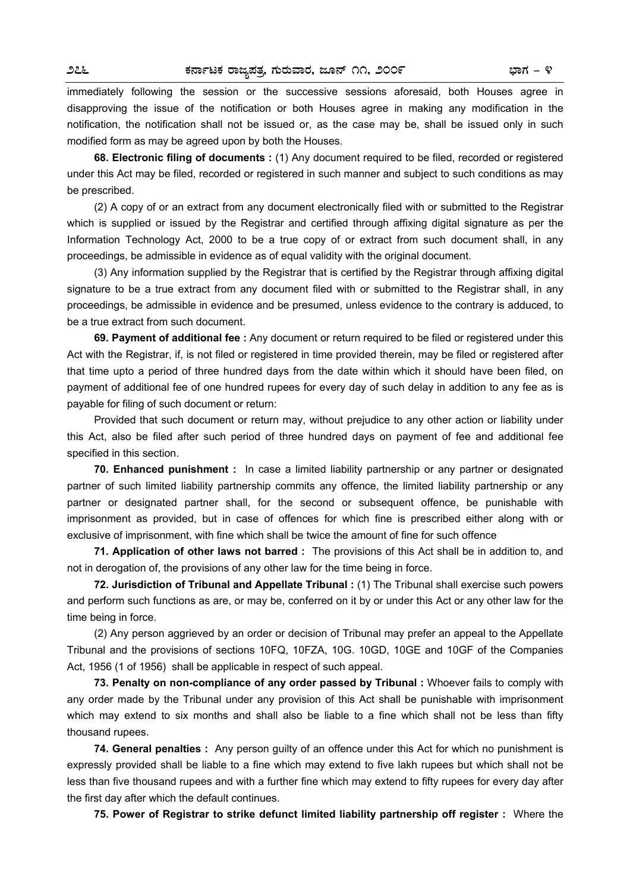immediately following the session or the successive sessions aforesaid, both Houses agree in disapproving the issue of the notification or both Houses agree in making any modification in the notification, the notification shall not be issued or, as the case may be, shall be issued only in such modified form as may be agreed upon by both the Houses.

**68. Electronic filing of documents :** (1) Any document required to be filed, recorded or registered under this Act may be filed, recorded or registered in such manner and subject to such conditions as may be prescribed.

(2) A copy of or an extract from any document electronically filed with or submitted to the Registrar which is supplied or issued by the Registrar and certified through affixing digital signature as per the Information Technology Act, 2000 to be a true copy of or extract from such document shall, in any proceedings, be admissible in evidence as of equal validity with the original document.

(3) Any information supplied by the Registrar that is certified by the Registrar through affixing digital signature to be a true extract from any document filed with or submitted to the Registrar shall, in any proceedings, be admissible in evidence and be presumed, unless evidence to the contrary is adduced, to be a true extract from such document.

**69. Payment of additional fee :** Any document or return required to be filed or registered under this Act with the Registrar, if, is not filed or registered in time provided therein, may be filed or registered after that time upto a period of three hundred days from the date within which it should have been filed, on payment of additional fee of one hundred rupees for every day of such delay in addition to any fee as is payable for filing of such document or return:

Provided that such document or return may, without prejudice to any other action or liability under this Act, also be filed after such period of three hundred days on payment of fee and additional fee specified in this section.

**70. Enhanced punishment :** In case a limited liability partnership or any partner or designated partner of such limited liability partnership commits any offence, the limited liability partnership or any partner or designated partner shall, for the second or subsequent offence, be punishable with imprisonment as provided, but in case of offences for which fine is prescribed either along with or exclusive of imprisonment, with fine which shall be twice the amount of fine for such offence

**71. Application of other laws not barred :** The provisions of this Act shall be in addition to, and not in derogation of, the provisions of any other law for the time being in force.

**72. Jurisdiction of Tribunal and Appellate Tribunal :** (1) The Tribunal shall exercise such powers and perform such functions as are, or may be, conferred on it by or under this Act or any other law for the time being in force.

(2) Any person aggrieved by an order or decision of Tribunal may prefer an appeal to the Appellate Tribunal and the provisions of sections 10FQ, 10FZA, 10G. 10GD, 10GE and 10GF of the Companies Act, 1956 (1 of 1956) shall be applicable in respect of such appeal.

**73. Penalty on non-compliance of any order passed by Tribunal :** Whoever fails to comply with any order made by the Tribunal under any provision of this Act shall be punishable with imprisonment which may extend to six months and shall also be liable to a fine which shall not be less than fifty thousand rupees.

**74. General penalties :** Any person guilty of an offence under this Act for which no punishment is expressly provided shall be liable to a fine which may extend to five lakh rupees but which shall not be less than five thousand rupees and with a further fine which may extend to fifty rupees for every day after the first day after which the default continues.

**75. Power of Registrar to strike defunct limited liability partnership off register :** Where the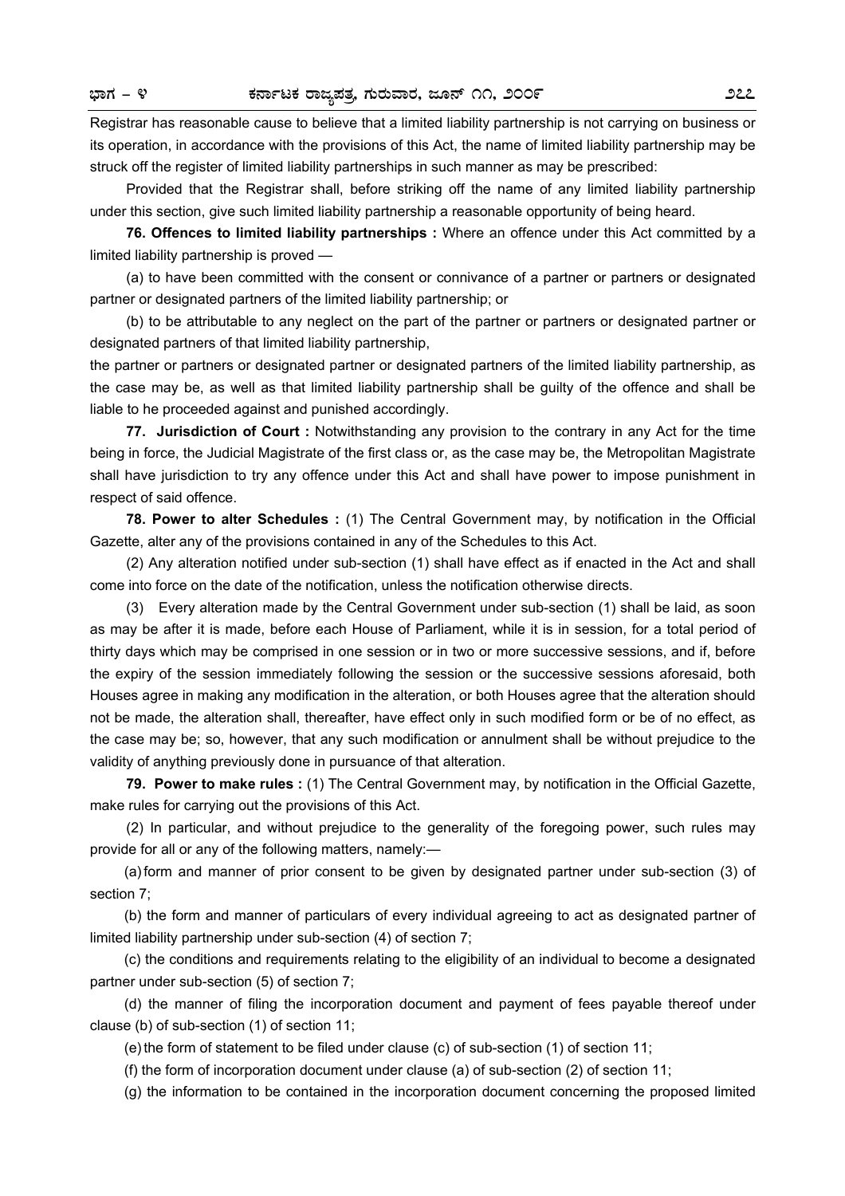Registrar has reasonable cause to believe that a limited liability partnership is not carrying on business or its operation, in accordance with the provisions of this Act, the name of limited liability partnership may be struck off the register of limited liability partnerships in such manner as may be prescribed:

Provided that the Registrar shall, before striking off the name of any limited liability partnership under this section, give such limited liability partnership a reasonable opportunity of being heard.

**76. Offences to limited liability partnerships :** Where an offence under this Act committed by a limited liability partnership is proved —

(a) to have been committed with the consent or connivance of a partner or partners or designated partner or designated partners of the limited liability partnership; or

(b) to be attributable to any neglect on the part of the partner or partners or designated partner or designated partners of that limited liability partnership,

the partner or partners or designated partner or designated partners of the limited liability partnership, as the case may be, as well as that limited liability partnership shall be guilty of the offence and shall be liable to he proceeded against and punished accordingly.

**77. Jurisdiction of Court :** Notwithstanding any provision to the contrary in any Act for the time being in force, the Judicial Magistrate of the first class or, as the case may be, the Metropolitan Magistrate shall have jurisdiction to try any offence under this Act and shall have power to impose punishment in respect of said offence.

**78. Power to alter Schedules :** (1) The Central Government may, by notification in the Official Gazette, alter any of the provisions contained in any of the Schedules to this Act.

(2) Any alteration notified under sub-section (1) shall have effect as if enacted in the Act and shall come into force on the date of the notification, unless the notification otherwise directs.

(3) Every alteration made by the Central Government under sub-section (1) shall be laid, as soon as may be after it is made, before each House of Parliament, while it is in session, for a total period of thirty days which may be comprised in one session or in two or more successive sessions, and if, before the expiry of the session immediately following the session or the successive sessions aforesaid, both Houses agree in making any modification in the alteration, or both Houses agree that the alteration should not be made, the alteration shall, thereafter, have effect only in such modified form or be of no effect, as the case may be; so, however, that any such modification or annulment shall be without prejudice to the validity of anything previously done in pursuance of that alteration.

**79. Power to make rules :** (1) The Central Government may, by notification in the Official Gazette, make rules for carrying out the provisions of this Act.

(2) In particular, and without prejudice to the generality of the foregoing power, such rules may provide for all or any of the following matters, namely:—

(a) form and manner of prior consent to be given by designated partner under sub-section (3) of section 7;

(b) the form and manner of particulars of every individual agreeing to act as designated partner of limited liability partnership under sub-section (4) of section 7;

(c) the conditions and requirements relating to the eligibility of an individual to become a designated partner under sub-section (5) of section 7;

(d) the manner of filing the incorporation document and payment of fees payable thereof under clause (b) of sub-section (1) of section 11;

(e) the form of statement to be filed under clause (c) of sub-section (1) of section 11;

(f) the form of incorporation document under clause (a) of sub-section (2) of section 11;

(g) the information to be contained in the incorporation document concerning the proposed limited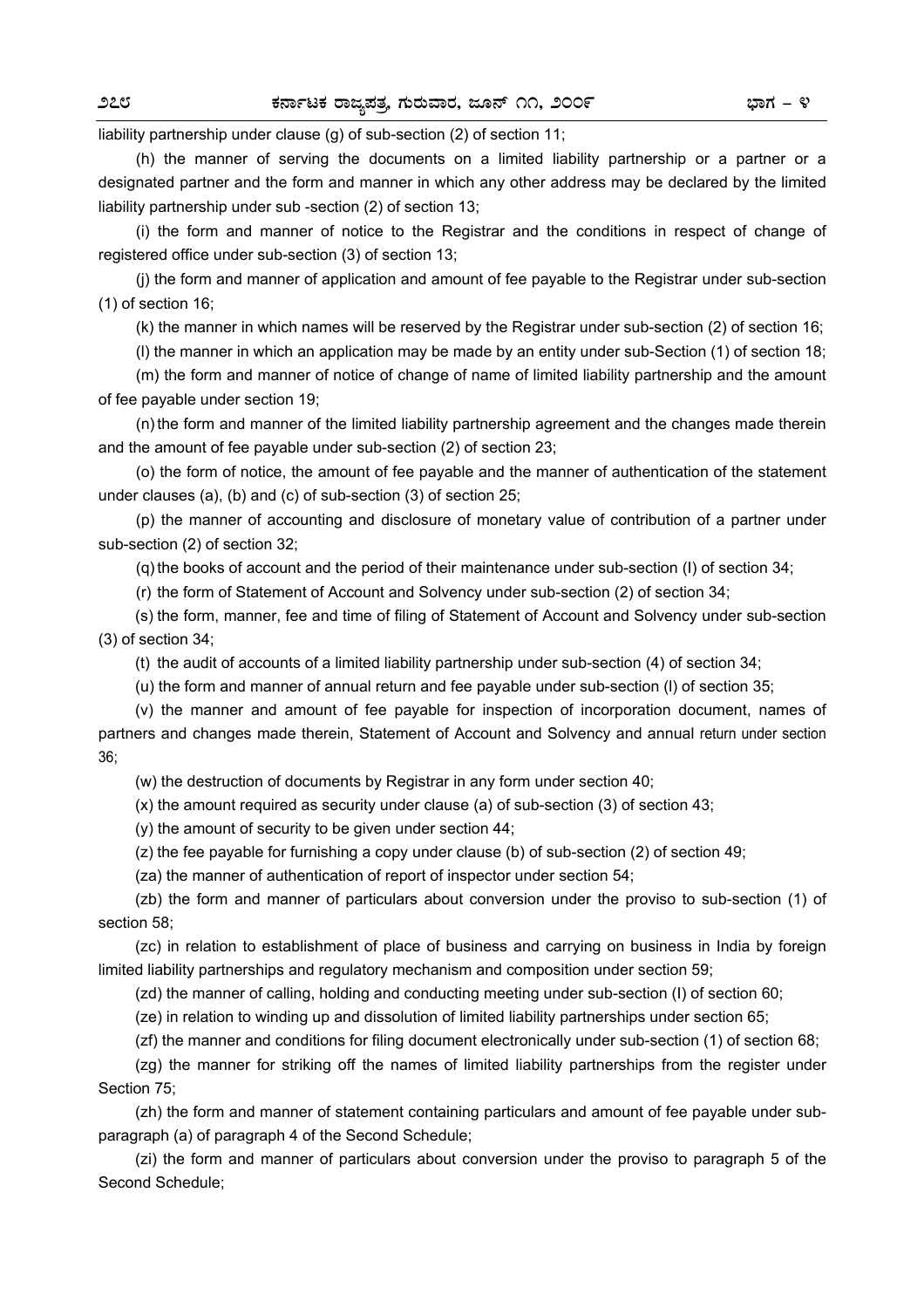liability partnership under clause (g) of sub-section (2) of section 11;

(h) the manner of serving the documents on a limited liability partnership or a partner or a designated partner and the form and manner in which any other address may be declared by the limited liability partnership under sub -section (2) of section 13;

(i) the form and manner of notice to the Registrar and the conditions in respect of change of registered office under sub-section (3) of section 13;

(j) the form and manner of application and amount of fee payable to the Registrar under sub-section (1) of section 16;

(k) the manner in which names will be reserved by the Registrar under sub-section (2) of section 16;

(l) the manner in which an application may be made by an entity under sub-Section (1) of section 18;

(m) the form and manner of notice of change of name of limited liability partnership and the amount of fee payable under section 19;

(n) the form and manner of the limited liability partnership agreement and the changes made therein and the amount of fee payable under sub-section (2) of section 23;

(o) the form of notice, the amount of fee payable and the manner of authentication of the statement under clauses (a), (b) and (c) of sub-section (3) of section 25;

(p) the manner of accounting and disclosure of monetary value of contribution of a partner under sub-section (2) of section 32;

(q) the books of account and the period of their maintenance under sub-section (l) of section 34;

(r) the form of Statement of Account and Solvency under sub-section (2) of section 34;

(s) the form, manner, fee and time of filing of Statement of Account and Solvency under sub-section (3) of section 34;

(t) the audit of accounts of a limited liability partnership under sub-section (4) of section 34;

(u) the form and manner of annual return and fee payable under sub-section (l) of section 35;

(v) the manner and amount of fee payable for inspection of incorporation document, names of partners and changes made therein, Statement of Account and Solvency and annual return under section 36;

(w) the destruction of documents by Registrar in any form under section 40;

(x) the amount required as security under clause (a) of sub-section (3) of section 43;

(y) the amount of security to be given under section 44;

(z) the fee payable for furnishing a copy under clause (b) of sub-section (2) of section 49;

(za) the manner of authentication of report of inspector under section 54;

(zb) the form and manner of particulars about conversion under the proviso to sub-section (1) of section 58;

(zc) in relation to establishment of place of business and carrying on business in India by foreign limited liability partnerships and regulatory mechanism and composition under section 59;

(zd) the manner of calling, holding and conducting meeting under sub-section (l) of section 60;

(ze) in relation to winding up and dissolution of limited liability partnerships under section 65;

(zf) the manner and conditions for filing document electronically under sub-section (1) of section 68;

(zg) the manner for striking off the names of limited liability partnerships from the register under Section 75;

(zh) the form and manner of statement containing particulars and amount of fee payable under sub-paragraph (a) of paragraph 4 of the Second Schedule;

(zi) the form and manner of particulars about conversion under the proviso to paragraph 5 of the Second Schedule;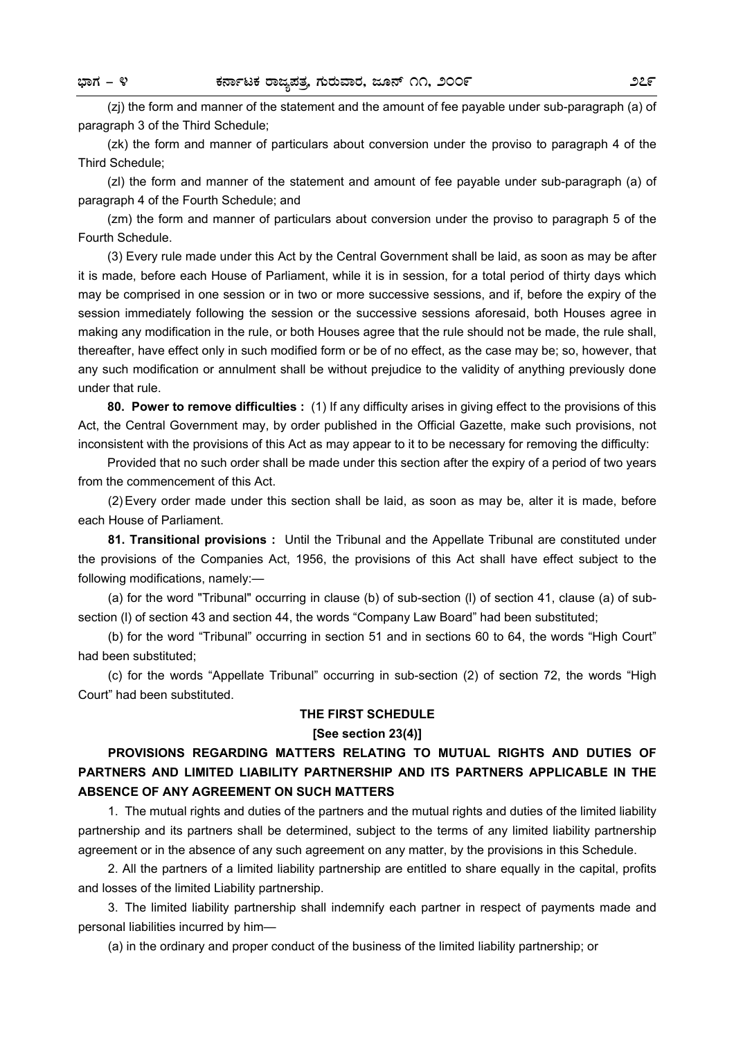(zj) the form and manner of the statement and the amount of fee payable under sub-paragraph (a) of paragraph 3 of the Third Schedule;

(zk) the form and manner of particulars about conversion under the proviso to paragraph 4 of the Third Schedule;

(zl) the form and manner of the statement and amount of fee payable under sub-paragraph (a) of paragraph 4 of the Fourth Schedule; and

(zm) the form and manner of particulars about conversion under the proviso to paragraph 5 of the Fourth Schedule.

(3) Every rule made under this Act by the Central Government shall be laid, as soon as may be after it is made, before each House of Parliament, while it is in session, for a total period of thirty days which may be comprised in one session or in two or more successive sessions, and if, before the expiry of the session immediately following the session or the successive sessions aforesaid, both Houses agree in making any modification in the rule, or both Houses agree that the rule should not be made, the rule shall, thereafter, have effect only in such modified form or be of no effect, as the case may be; so, however, that any such modification or annulment shall be without prejudice to the validity of anything previously done under that rule.

**80. Power to remove difficulties :** (1) If any difficulty arises in giving effect to the provisions of this Act, the Central Government may, by order published in the Official Gazette, make such provisions, not inconsistent with the provisions of this Act as may appear to it to be necessary for removing the difficulty:

Provided that no such order shall be made under this section after the expiry of a period of two years from the commencement of this Act.

(2) Every order made under this section shall be laid, as soon as may be, alter it is made, before each House of Parliament.

**81. Transitional provisions :** Until the Tribunal and the Appellate Tribunal are constituted under the provisions of the Companies Act, 1956, the provisions of this Act shall have effect subject to the following modifications, namely:—

(a) for the word "Tribunal" occurring in clause (b) of sub-section (l) of section 41, clause (a) of sub-section (l) of section 43 and section 44, the words “Company Law Board” had been substituted;

(b) for the word “Tribunal” occurring in section 51 and in sections 60 to 64, the words “High Court” had been substituted;

(c) for the words “Appellate Tribunal” occurring in sub-section (2) of section 72, the words “High Court” had been substituted.

## THE FIRST SCHEDULE

**[See section 23(4)]**

**PROVISIONS REGARDING MATTERS RELATING TO MUTUAL RIGHTS AND DUTIES OF PARTNERS AND LIMITED LIABILITY PARTNERSHIP AND ITS PARTNERS APPLICABLE IN THE ABSENCE OF ANY AGREEMENT ON SUCH MATTERS**

1. The mutual rights and duties of the partners and the mutual rights and duties of the limited liability partnership and its partners shall be determined, subject to the terms of any limited liability partnership agreement or in the absence of any such agreement on any matter, by the provisions in this Schedule.

2. All the partners of a limited liability partnership are entitled to share equally in the capital, profits and losses of the limited Liability partnership.

3. The limited liability partnership shall indemnify each partner in respect of payments made and personal liabilities incurred by him—

(a) in the ordinary and proper conduct of the business of the limited liability partnership; or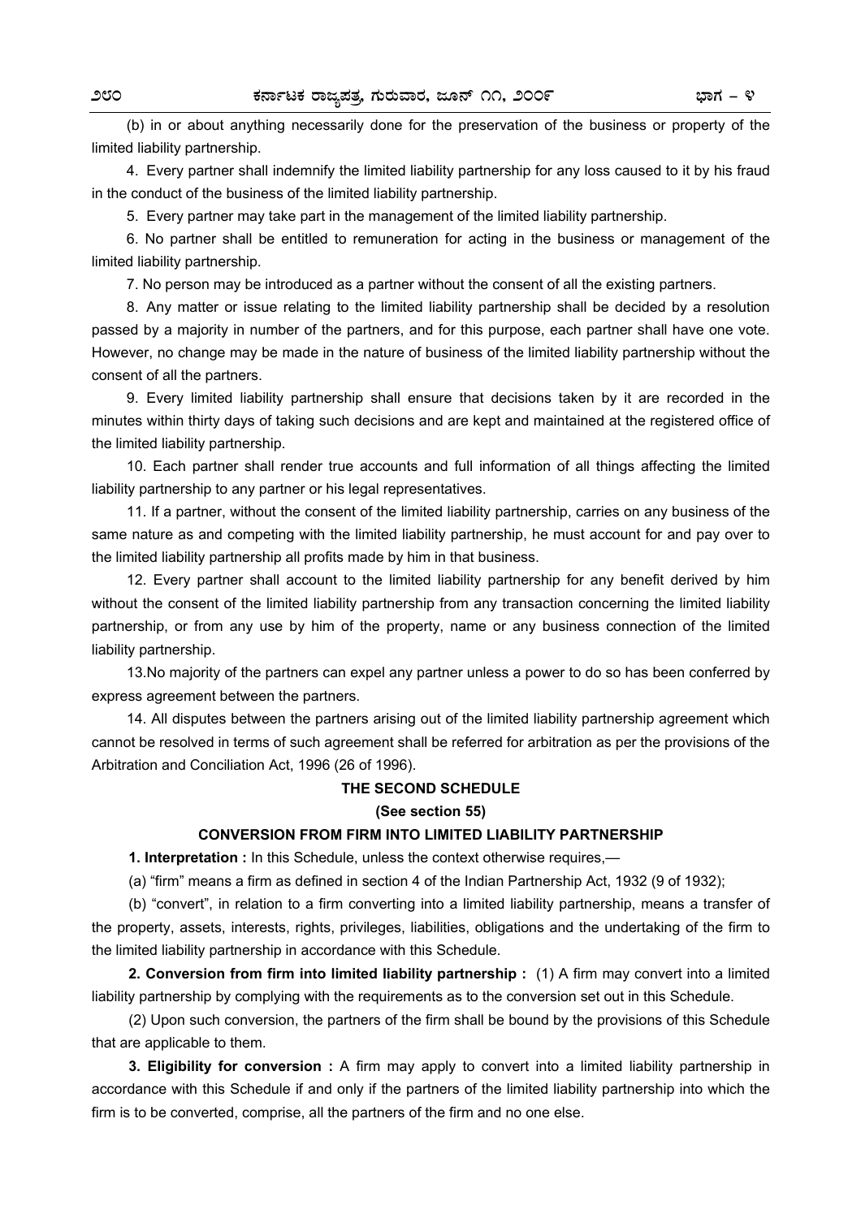(b) in or about anything necessarily done for the preservation of the business or property of the limited liability partnership.

4. Every partner shall indemnify the limited liability partnership for any loss caused to it by his fraud in the conduct of the business of the limited liability partnership.

5. Every partner may take part in the management of the limited liability partnership.

6. No partner shall be entitled to remuneration for acting in the business or management of the limited liability partnership.

7. No person may be introduced as a partner without the consent of all the existing partners.

8. Any matter or issue relating to the limited liability partnership shall be decided by a resolution passed by a majority in number of the partners, and for this purpose, each partner shall have one vote. However, no change may be made in the nature of business of the limited liability partnership without the consent of all the partners.

9. Every limited liability partnership shall ensure that decisions taken by it are recorded in the minutes within thirty days of taking such decisions and are kept and maintained at the registered office of the limited liability partnership.

10. Each partner shall render true accounts and full information of all things affecting the limited liability partnership to any partner or his legal representatives.

11. If a partner, without the consent of the limited liability partnership, carries on any business of the same nature as and competing with the limited liability partnership, he must account for and pay over to the limited liability partnership all profits made by him in that business.

12. Every partner shall account to the limited liability partnership for any benefit derived by him without the consent of the limited liability partnership from any transaction concerning the limited liability partnership, or from any use by him of the property, name or any business connection of the limited liability partnership.

13.No majority of the partners can expel any partner unless a power to do so has been conferred by express agreement between the partners.

14. All disputes between the partners arising out of the limited liability partnership agreement which cannot be resolved in terms of such agreement shall be referred for arbitration as per the provisions of the Arbitration and Conciliation Act, 1996 (26 of 1996).

## THE SECOND SCHEDULE

**(See section 55)**

### CONVERSION FROM FIRM INTO LIMITED LIABILITY PARTNERSHIP

**1. Interpretation :** In this Schedule, unless the context otherwise requires,—

(a) "firm" means a firm as defined in section 4 of the Indian Partnership Act, 1932 (9 of 1932);

(b) "convert", in relation to a firm converting into a limited liability partnership, means a transfer of the property, assets, interests, rights, privileges, liabilities, obligations and the undertaking of the firm to the limited liability partnership in accordance with this Schedule.

**2. Conversion from firm into limited liability partnership :** (1) A firm may convert into a limited liability partnership by complying with the requirements as to the conversion set out in this Schedule.

(2) Upon such conversion, the partners of the firm shall be bound by the provisions of this Schedule that are applicable to them.

**3. Eligibility for conversion :** A firm may apply to convert into a limited liability partnership in accordance with this Schedule if and only if the partners of the limited liability partnership into which the firm is to be converted, comprise, all the partners of the firm and no one else.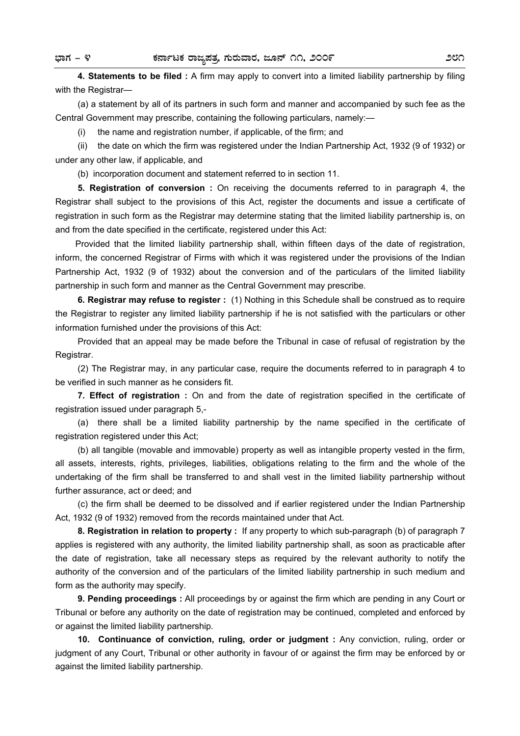**4. Statements to be filed :** A firm may apply to convert into a limited liability partnership by filing with the Registrar—

(a) a statement by all of its partners in such form and manner and accompanied by such fee as the Central Government may prescribe, containing the following particulars, namely:—

(i) the name and registration number, if applicable, of the firm; and

(ii) the date on which the firm was registered under the Indian Partnership Act, 1932 (9 of 1932) or under any other law, if applicable, and

(b) incorporation document and statement referred to in section 11.

**5. Registration of conversion :** On receiving the documents referred to in paragraph 4, the Registrar shall subject to the provisions of this Act, register the documents and issue a certificate of registration in such form as the Registrar may determine stating that the limited liability partnership is, on and from the date specified in the certificate, registered under this Act:

Provided that the limited liability partnership shall, within fifteen days of the date of registration, inform, the concerned Registrar of Firms with which it was registered under the provisions of the Indian Partnership Act, 1932 (9 of 1932) about the conversion and of the particulars of the limited liability partnership in such form and manner as the Central Government may prescribe.

**6. Registrar may refuse to register :** (1) Nothing in this Schedule shall be construed as to require the Registrar to register any limited liability partnership if he is not satisfied with the particulars or other information furnished under the provisions of this Act:

Provided that an appeal may be made before the Tribunal in case of refusal of registration by the Registrar.

(2) The Registrar may, in any particular case, require the documents referred to in paragraph 4 to be verified in such manner as he considers fit.

**7. Effect of registration :** On and from the date of registration specified in the certificate of registration issued under paragraph 5,-

(a) there shall be a limited liability partnership by the name specified in the certificate of registration registered under this Act;

(b) all tangible (movable and immovable) property as well as intangible property vested in the firm, all assets, interests, rights, privileges, liabilities, obligations relating to the firm and the whole of the undertaking of the firm shall be transferred to and shall vest in the limited liability partnership without further assurance, act or deed; and

(c) the firm shall be deemed to be dissolved and if earlier registered under the Indian Partnership Act, 1932 (9 of 1932) removed from the records maintained under that Act.

**8. Registration in relation to property :** If any property to which sub-paragraph (b) of paragraph 7 applies is registered with any authority, the limited liability partnership shall, as soon as practicable after the date of registration, take all necessary steps as required by the relevant authority to notify the authority of the conversion and of the particulars of the limited liability partnership in such medium and form as the authority may specify.

**9. Pending proceedings :** All proceedings by or against the firm which are pending in any Court or Tribunal or before any authority on the date of registration may be continued, completed and enforced by or against the limited liability partnership.

**10. Continuance of conviction, ruling, order or judgment :** Any conviction, ruling, order or judgment of any Court, Tribunal or other authority in favour of or against the firm may be enforced by or against the limited liability partnership.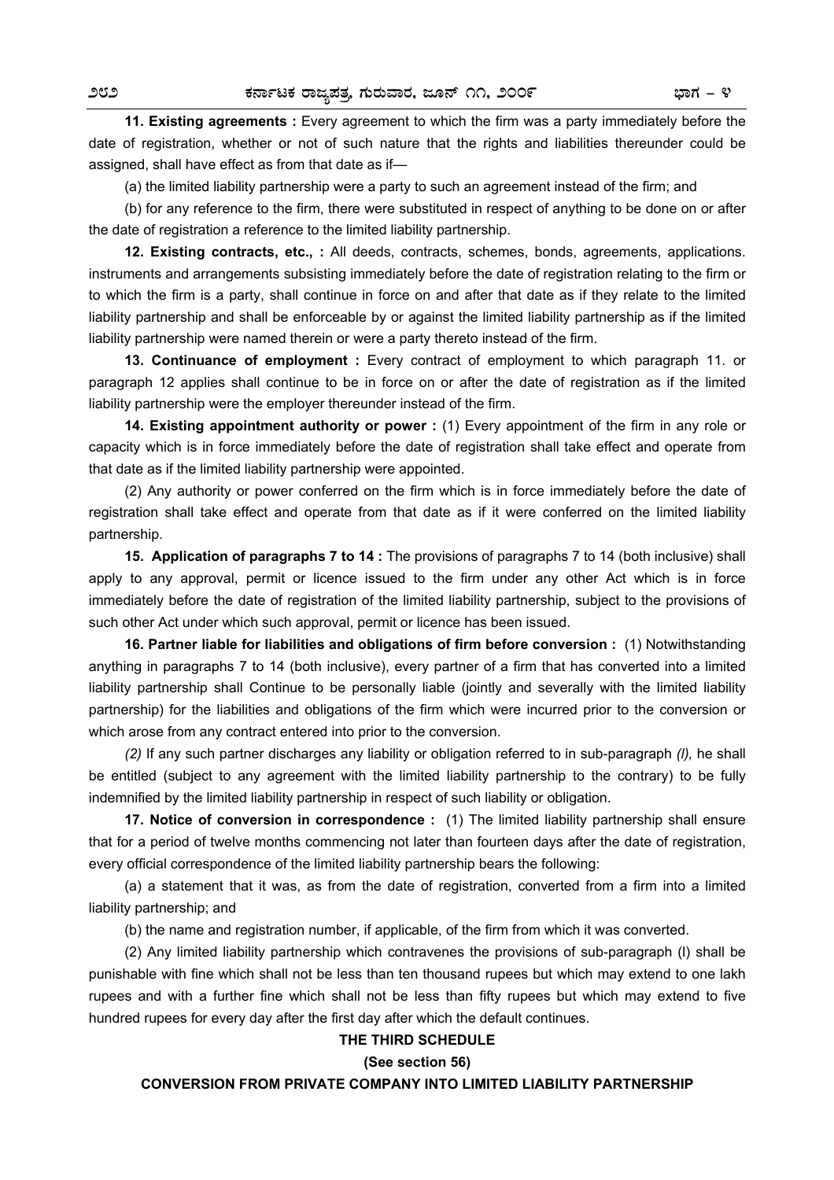**11. Existing agreements :** Every agreement to which the firm was a party immediately before the date of registration, whether or not of such nature that the rights and liabilities thereunder could be assigned, shall have effect as from that date as if—

(a) the limited liability partnership were a party to such an agreement instead of the firm; and

(b) for any reference to the firm, there were substituted in respect of anything to be done on or after the date of registration a reference to the limited liability partnership.

**12. Existing contracts, etc., :** All deeds, contracts, schemes, bonds, agreements, applications. instruments and arrangements subsisting immediately before the date of registration relating to the firm or to which the firm is a party, shall continue in force on and after that date as if they relate to the limited liability partnership and shall be enforceable by or against the limited liability partnership as if the limited liability partnership were named therein or were a party thereto instead of the firm.

**13. Continuance of employment :** Every contract of employment to which paragraph 11. or paragraph 12 applies shall continue to be in force on or after the date of registration as if the limited liability partnership were the employer thereunder instead of the firm.

**14. Existing appointment authority or power :** (1) Every appointment of the firm in any role or capacity which is in force immediately before the date of registration shall take effect and operate from that date as if the limited liability partnership were appointed.

(2) Any authority or power conferred on the firm which is in force immediately before the date of registration shall take effect and operate from that date as if it were conferred on the limited liability partnership.

**15. Application of paragraphs 7 to 14 :** The provisions of paragraphs 7 to 14 (both inclusive) shall apply to any approval, permit or licence issued to the firm under any other Act which is in force immediately before the date of registration of the limited liability partnership, subject to the provisions of such other Act under which such approval, permit or licence has been issued.

**16. Partner liable for liabilities and obligations of firm before conversion :** (1) Notwithstanding anything in paragraphs 7 to 14 (both inclusive), every partner of a firm that has converted into a limited liability partnership shall Continue to be personally liable (jointly and severally with the limited liability partnership) for the liabilities and obligations of the firm which were incurred prior to the conversion or which arose from any contract entered into prior to the conversion.

*(2)* If any such partner discharges any liability or obligation referred to in sub-paragraph *(l),* he shall be entitled (subject to any agreement with the limited liability partnership to the contrary) to be fully indemnified by the limited liability partnership in respect of such liability or obligation.

**17. Notice of conversion in correspondence :** (1) The limited liability partnership shall ensure that for a period of twelve months commencing not later than fourteen days after the date of registration, every official correspondence of the limited liability partnership bears the following:

(a) a statement that it was, as from the date of registration, converted from a firm into a limited liability partnership; and

(b) the name and registration number, if applicable, of the firm from which it was converted.

(2) Any limited liability partnership which contravenes the provisions of sub-paragraph (l) shall be punishable with fine which shall not be less than ten thousand rupees but which may extend to one lakh rupees and with a further fine which shall not be less than fifty rupees but which may extend to five hundred rupees for every day after the first day after which the default continues.

**THE THIRD SCHEDULE**

**(See section 56)**

**CONVERSION FROM PRIVATE COMPANY INTO LIMITED LIABILITY PARTNERSHIP**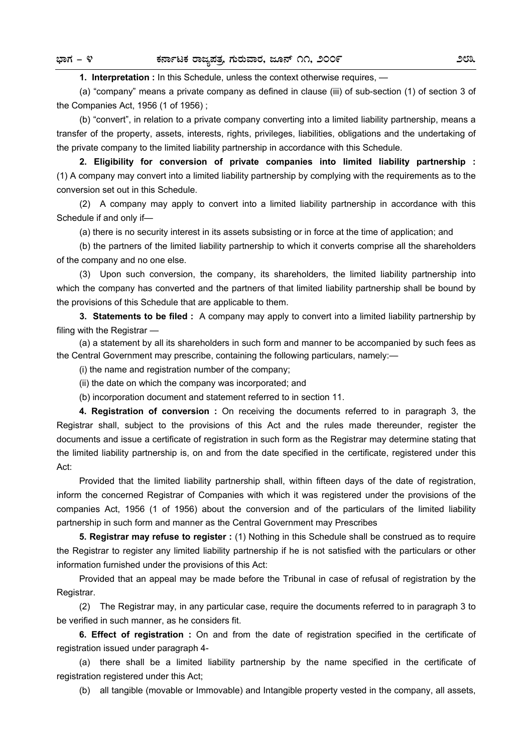**1. Interpretation :** In this Schedule, unless the context otherwise requires, —

(a) "company" means a private company as defined in clause (iii) of sub-section (1) of section 3 of the Companies Act, 1956 (1 of 1956) ;

(b) "convert", in relation to a private company converting into a limited liability partnership, means a transfer of the property, assets, interests, rights, privileges, liabilities, obligations and the undertaking of the private company to the limited liability partnership in accordance with this Schedule.

**2. Eligibility for conversion of private companies into limited liability partnership :** (1) A company may convert into a limited liability partnership by complying with the requirements as to the conversion set out in this Schedule.

(2) A company may apply to convert into a limited liability partnership in accordance with this Schedule if and only if—

(a) there is no security interest in its assets subsisting or in force at the time of application; and

(b) the partners of the limited liability partnership to which it converts comprise all the shareholders of the company and no one else.

(3) Upon such conversion, the company, its shareholders, the limited liability partnership into which the company has converted and the partners of that limited liability partnership shall be bound by the provisions of this Schedule that are applicable to them.

**3. Statements to be filed :** A company may apply to convert into a limited liability partnership by filing with the Registrar —

(a) a statement by all its shareholders in such form and manner to be accompanied by such fees as the Central Government may prescribe, containing the following particulars, namely:—

(i) the name and registration number of the company;

(ii) the date on which the company was incorporated; and

(b) incorporation document and statement referred to in section 11.

**4. Registration of conversion :** On receiving the documents referred to in paragraph 3, the Registrar shall, subject to the provisions of this Act and the rules made thereunder, register the documents and issue a certificate of registration in such form as the Registrar may determine stating that the limited liability partnership is, on and from the date specified in the certificate, registered under this Act:

Provided that the limited liability partnership shall, within fifteen days of the date of registration, inform the concerned Registrar of Companies with which it was registered under the provisions of the companies Act, 1956 (1 of 1956) about the conversion and of the particulars of the limited liability partnership in such form and manner as the Central Government may Prescribes

**5. Registrar may refuse to register :** (1) Nothing in this Schedule shall be construed as to require the Registrar to register any limited liability partnership if he is not satisfied with the particulars or other information furnished under the provisions of this Act:

Provided that an appeal may be made before the Tribunal in case of refusal of registration by the Registrar.

(2) The Registrar may, in any particular case, require the documents referred to in paragraph 3 to be verified in such manner, as he considers fit.

**6. Effect of registration :** On and from the date of registration specified in the certificate of registration issued under paragraph 4-

(a) there shall be a limited liability partnership by the name specified in the certificate of registration registered under this Act;

(b) all tangible (movable or Immovable) and Intangible property vested in the company, all assets,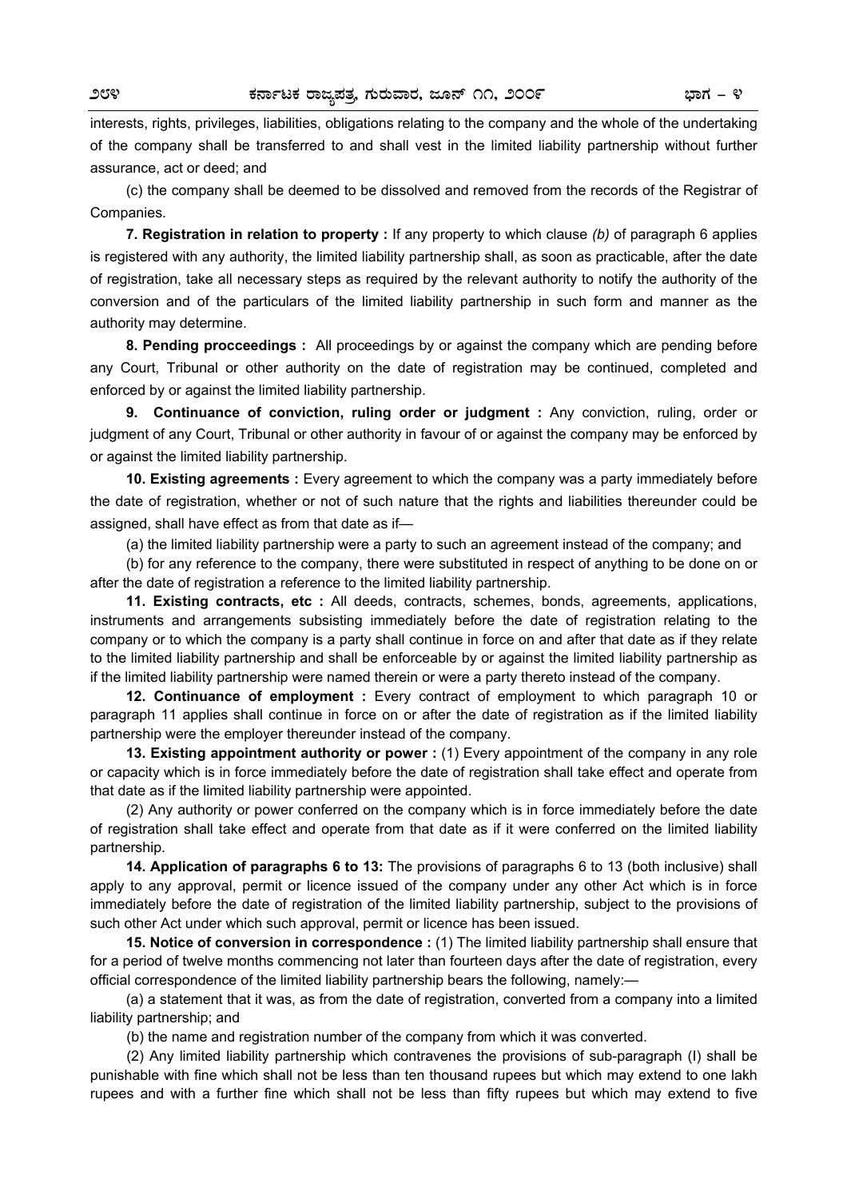interests, rights, privileges, liabilities, obligations relating to the company and the whole of the undertaking of the company shall be transferred to and shall vest in the limited liability partnership without further assurance, act or deed; and

(c) the company shall be deemed to be dissolved and removed from the records of the Registrar of Companies.

**7. Registration in relation to property :** If any property to which clause *(b)* of paragraph 6 applies is registered with any authority, the limited liability partnership shall, as soon as practicable, after the date of registration, take all necessary steps as required by the relevant authority to notify the authority of the conversion and of the particulars of the limited liability partnership in such form and manner as the authority may determine.

**8. Pending procceedings :** All proceedings by or against the company which are pending before any Court, Tribunal or other authority on the date of registration may be continued, completed and enforced by or against the limited liability partnership.

**9. Continuance of conviction, ruling order or judgment :** Any conviction, ruling, order or judgment of any Court, Tribunal or other authority in favour of or against the company may be enforced by or against the limited liability partnership.

**10. Existing agreements :** Every agreement to which the company was a party immediately before the date of registration, whether or not of such nature that the rights and liabilities thereunder could be assigned, shall have effect as from that date as if—

(a) the limited liability partnership were a party to such an agreement instead of the company; and

(b) for any reference to the company, there were substituted in respect of anything to be done on or after the date of registration a reference to the limited liability partnership.

**11. Existing contracts, etc :** All deeds, contracts, schemes, bonds, agreements, applications, instruments and arrangements subsisting immediately before the date of registration relating to the company or to which the company is a party shall continue in force on and after that date as if they relate to the limited liability partnership and shall be enforceable by or against the limited liability partnership as if the limited liability partnership were named therein or were a party thereto instead of the company.

**12. Continuance of employment :** Every contract of employment to which paragraph 10 or paragraph 11 applies shall continue in force on or after the date of registration as if the limited liability partnership were the employer thereunder instead of the company.

**13. Existing appointment authority or power :** (1) Every appointment of the company in any role or capacity which is in force immediately before the date of registration shall take effect and operate from that date as if the limited liability partnership were appointed.

(2) Any authority or power conferred on the company which is in force immediately before the date of registration shall take effect and operate from that date as if it were conferred on the limited liability partnership.

**14. Application of paragraphs 6 to 13:** The provisions of paragraphs 6 to 13 (both inclusive) shall apply to any approval, permit or licence issued of the company under any other Act which is in force immediately before the date of registration of the limited liability partnership, subject to the provisions of such other Act under which such approval, permit or licence has been issued.

**15. Notice of conversion in correspondence :** (1) The limited liability partnership shall ensure that for a period of twelve months commencing not later than fourteen days after the date of registration, every official correspondence of the limited liability partnership bears the following, namely:—

(a) a statement that it was, as from the date of registration, converted from a company into a limited liability partnership; and

(b) the name and registration number of the company from which it was converted.

(2) Any limited liability partnership which contravenes the provisions of sub-paragraph (I) shall be punishable with fine which shall not be less than ten thousand rupees but which may extend to one lakh rupees and with a further fine which shall not be less than fifty rupees but which may extend to five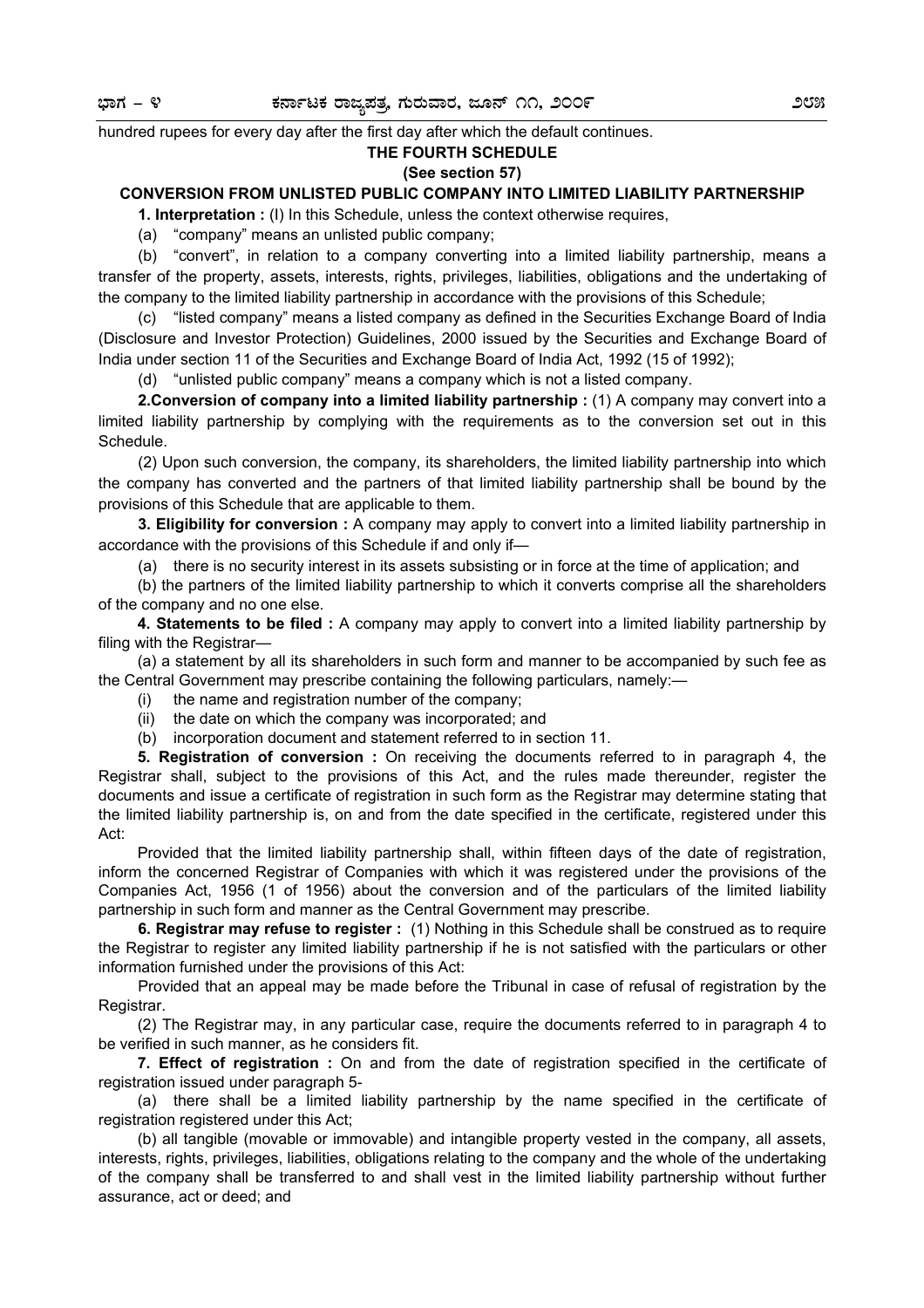hundred rupees for every day after the first day after which the default continues.

## THE FOURTH SCHEDULE

**(See section 57)**

### CONVERSION FROM UNLISTED PUBLIC COMPANY INTO LIMITED LIABILITY PARTNERSHIP

**1. Interpretation :** (l) In this Schedule, unless the context otherwise requires,

(a) "company" means an unlisted public company;

(b) "convert", in relation to a company converting into a limited liability partnership, means a transfer of the property, assets, interests, rights, privileges, liabilities, obligations and the undertaking of the company to the limited liability partnership in accordance with the provisions of this Schedule;

(c) "listed company" means a listed company as defined in the Securities Exchange Board of India (Disclosure and Investor Protection) Guidelines, 2000 issued by the Securities and Exchange Board of India under section 11 of the Securities and Exchange Board of India Act, 1992 (15 of 1992);

(d) "unlisted public company" means a company which is not a listed company.

**2.Conversion of company into a limited liability partnership :** (1) A company may convert into a limited liability partnership by complying with the requirements as to the conversion set out in this Schedule.

(2) Upon such conversion, the company, its shareholders, the limited liability partnership into which the company has converted and the partners of that limited liability partnership shall be bound by the provisions of this Schedule that are applicable to them.

**3. Eligibility for conversion :** A company may apply to convert into a limited liability partnership in accordance with the provisions of this Schedule if and only if—

(a) there is no security interest in its assets subsisting or in force at the time of application; and

(b) the partners of the limited liability partnership to which it converts comprise all the shareholders of the company and no one else.

**4. Statements to be filed :** A company may apply to convert into a limited liability partnership by filing with the Registrar—

(a) a statement by all its shareholders in such form and manner to be accompanied by such fee as the Central Government may prescribe containing the following particulars, namely:—

(i) the name and registration number of the company;

(ii) the date on which the company was incorporated; and

(b) incorporation document and statement referred to in section 11.

**5. Registration of conversion :** On receiving the documents referred to in paragraph 4, the Registrar shall, subject to the provisions of this Act, and the rules made thereunder, register the documents and issue a certificate of registration in such form as the Registrar may determine stating that the limited liability partnership is, on and from the date specified in the certificate, registered under this Act:

Provided that the limited liability partnership shall, within fifteen days of the date of registration, inform the concerned Registrar of Companies with which it was registered under the provisions of the Companies Act, 1956 (1 of 1956) about the conversion and of the particulars of the limited liability partnership in such form and manner as the Central Government may prescribe.

**6. Registrar may refuse to register :** (1) Nothing in this Schedule shall be construed as to require the Registrar to register any limited liability partnership if he is not satisfied with the particulars or other information furnished under the provisions of this Act:

Provided that an appeal may be made before the Tribunal in case of refusal of registration by the Registrar.

(2) The Registrar may, in any particular case, require the documents referred to in paragraph 4 to be verified in such manner, as he considers fit.

**7. Effect of registration :** On and from the date of registration specified in the certificate of registration issued under paragraph 5-

(a) there shall be a limited liability partnership by the name specified in the certificate of registration registered under this Act;

(b) all tangible (movable or immovable) and intangible property vested in the company, all assets, interests, rights, privileges, liabilities, obligations relating to the company and the whole of the undertaking of the company shall be transferred to and shall vest in the limited liability partnership without further assurance, act or deed; and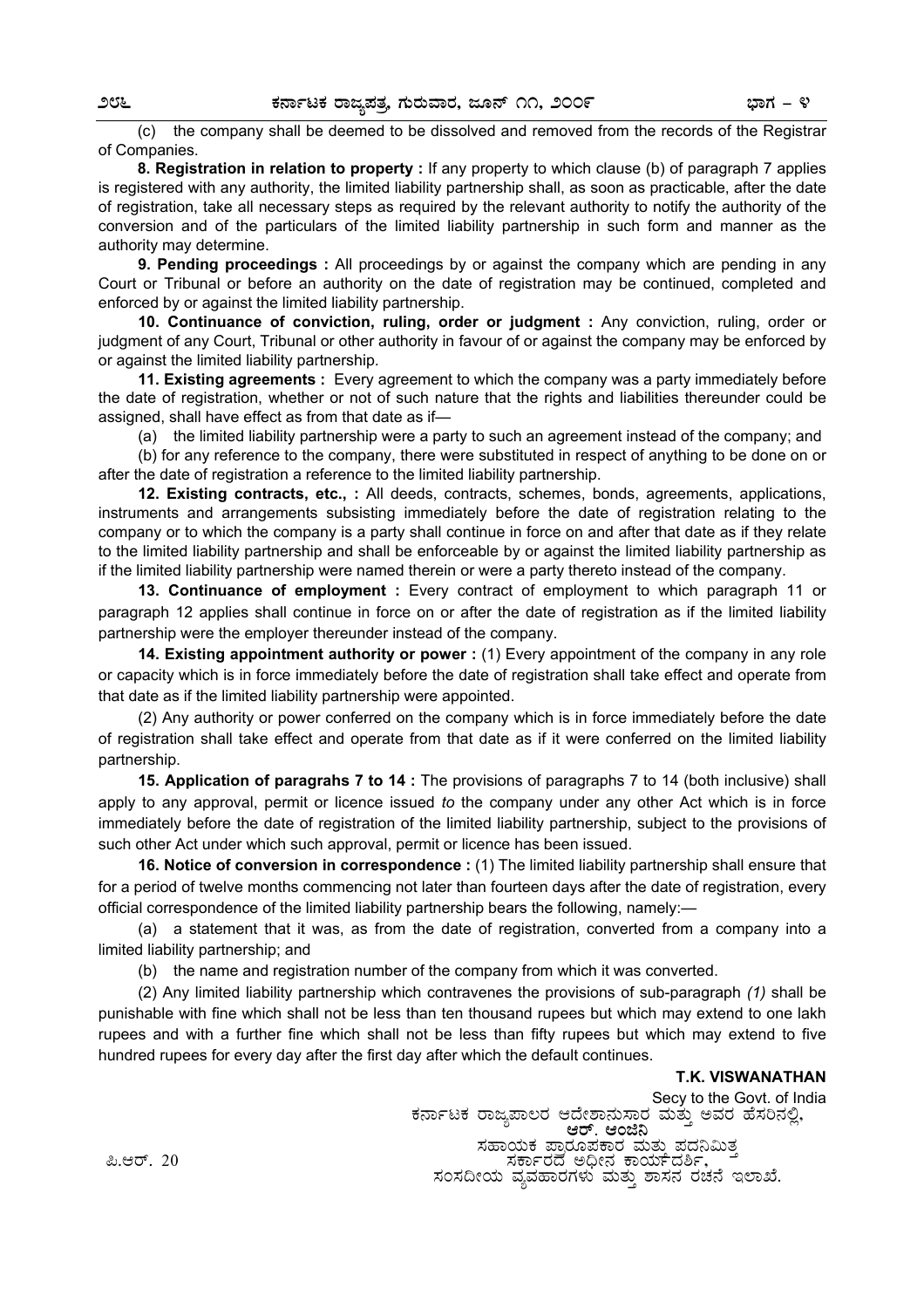(c) the company shall be deemed to be dissolved and removed from the records of the Registrar of Companies.

**8. Registration in relation to property :** If any property to which clause (b) of paragraph 7 applies is registered with any authority, the limited liability partnership shall, as soon as practicable, after the date of registration, take all necessary steps as required by the relevant authority to notify the authority of the conversion and of the particulars of the limited liability partnership in such form and manner as the authority may determine.

**9. Pending proceedings :** All proceedings by or against the company which are pending in any Court or Tribunal or before an authority on the date of registration may be continued, completed and enforced by or against the limited liability partnership.

**10. Continuance of conviction, ruling, order or judgment :** Any conviction, ruling, order or judgment of any Court, Tribunal or other authority in favour of or against the company may be enforced by or against the limited liability partnership.

**11. Existing agreements :** Every agreement to which the company was a party immediately before the date of registration, whether or not of such nature that the rights and liabilities thereunder could be assigned, shall have effect as from that date as if—

(a) the limited liability partnership were a party to such an agreement instead of the company; and

(b) for any reference to the company, there were substituted in respect of anything to be done on or after the date of registration a reference to the limited liability partnership.

**12. Existing contracts, etc., :** All deeds, contracts, schemes, bonds, agreements, applications, instruments and arrangements subsisting immediately before the date of registration relating to the company or to which the company is a party shall continue in force on and after that date as if they relate to the limited liability partnership and shall be enforceable by or against the limited liability partnership as if the limited liability partnership were named therein or were a party thereto instead of the company.

**13. Continuance of employment :** Every contract of employment to which paragraph 11 or paragraph 12 applies shall continue in force on or after the date of registration as if the limited liability partnership were the employer thereunder instead of the company.

**14. Existing appointment authority or power :** (1) Every appointment of the company in any role or capacity which is in force immediately before the date of registration shall take effect and operate from that date as if the limited liability partnership were appointed.

(2) Any authority or power conferred on the company which is in force immediately before the date of registration shall take effect and operate from that date as if it were conferred on the limited liability partnership.

**15. Application of paragrahs 7 to 14 :** The provisions of paragraphs 7 to 14 (both inclusive) shall apply to any approval, permit or licence issued *to* the company under any other Act which is in force immediately before the date of registration of the limited liability partnership, subject to the provisions of such other Act under which such approval, permit or licence has been issued.

**16. Notice of conversion in correspondence :** (1) The limited liability partnership shall ensure that for a period of twelve months commencing not later than fourteen days after the date of registration, every official correspondence of the limited liability partnership bears the following, namely:—

(a) a statement that it was, as from the date of registration, converted from a company into a limited liability partnership; and

(b) the name and registration number of the company from which it was converted.

(2) Any limited liability partnership which contravenes the provisions of sub-paragraph *(1)* shall be punishable with fine which shall not be less than ten thousand rupees but which may extend to one lakh rupees and with a further fine which shall not be less than fifty rupees but which may extend to five hundred rupees for every day after the first day after which the default continues.

**T.K. VISWANATHAN**
Secy to the Govt. of India

ಕರ್ನಾಟಕ ರಾಜ್ಯಪಾಲರ ಆದೇಶಾನುಸಾರ ಮತ್ತು ಅವರ ಹೆಸರಿನಲ್ಲಿ,
**ಆರ್. ಆಂಜಿನಿ**
ಸಹಾಯಕ ಪ್ರಾರೂಪಕಾರ ಮತ್ತು ಪದನಿಮಿತ್ತ
ಸರ್ಕಾರದ ಅಧೀನ ಕಾರ್ಯದರ್ಶಿ,
ಸಂಸದೀಯ ವ್ಯವಹಾರಗಳು ಮತ್ತು ಶಾಸನ ರಚನೆ ಇಲಾಖೆ.

ಪಿ.ಆರ್. 20